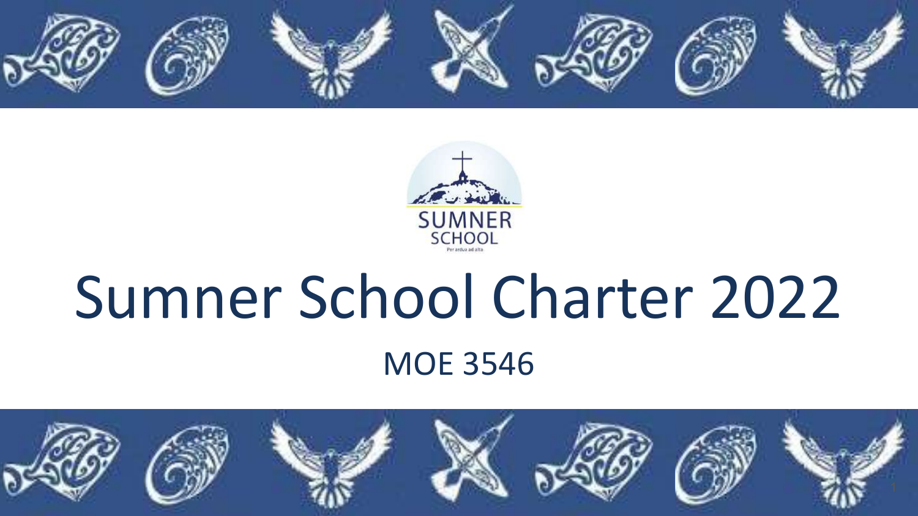SUMNER SCHOOL

Per ardua ad alta

# Sumner School Charter 2022

MOE 3546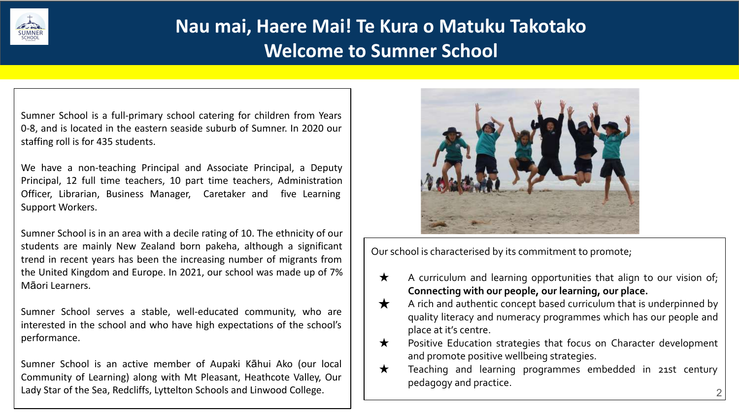# Nau mai, Haere Mai! Te Kura o Matuku Takotako
# Welcome to Sumner School

Sumner School is a full-primary school catering for children from Years 0-8, and is located in the eastern seaside suburb of Sumner. In 2020 our staffing roll is for 435 students.

We have a non-teaching Principal and Associate Principal, a Deputy Principal, 12 full time teachers, 10 part time teachers, Administration Officer, Librarian, Business Manager, Caretaker and five Learning Support Workers.

Sumner School is in an area with a decile rating of 10. The ethnicity of our students are mainly New Zealand born pakeha, although a significant trend in recent years has been the increasing number of migrants from the United Kingdom and Europe. In 2021, our school was made up of 7% Māori Learners.

Sumner School serves a stable, well-educated community, who are interested in the school and who have high expectations of the school's performance.

Sumner School is an active member of Aupaki Kāhui Ako (our local Community of Learning) along with Mt Pleasant, Heathcote Valley, Our Lady Star of the Sea, Redcliffs, Lyttelton Schools and Linwood College.

Our school is characterised by its commitment to promote;

- ★ A curriculum and learning opportunities that align to our vision of; **Connecting with our people, our learning, our place.**
- ★ A rich and authentic concept based curriculum that is underpinned by quality literacy and numeracy programmes which has our people and place at it's centre.
- ★ Positive Education strategies that focus on Character development and promote positive wellbeing strategies.
- ★ Teaching and learning programmes embedded in 21st century pedagogy and practice.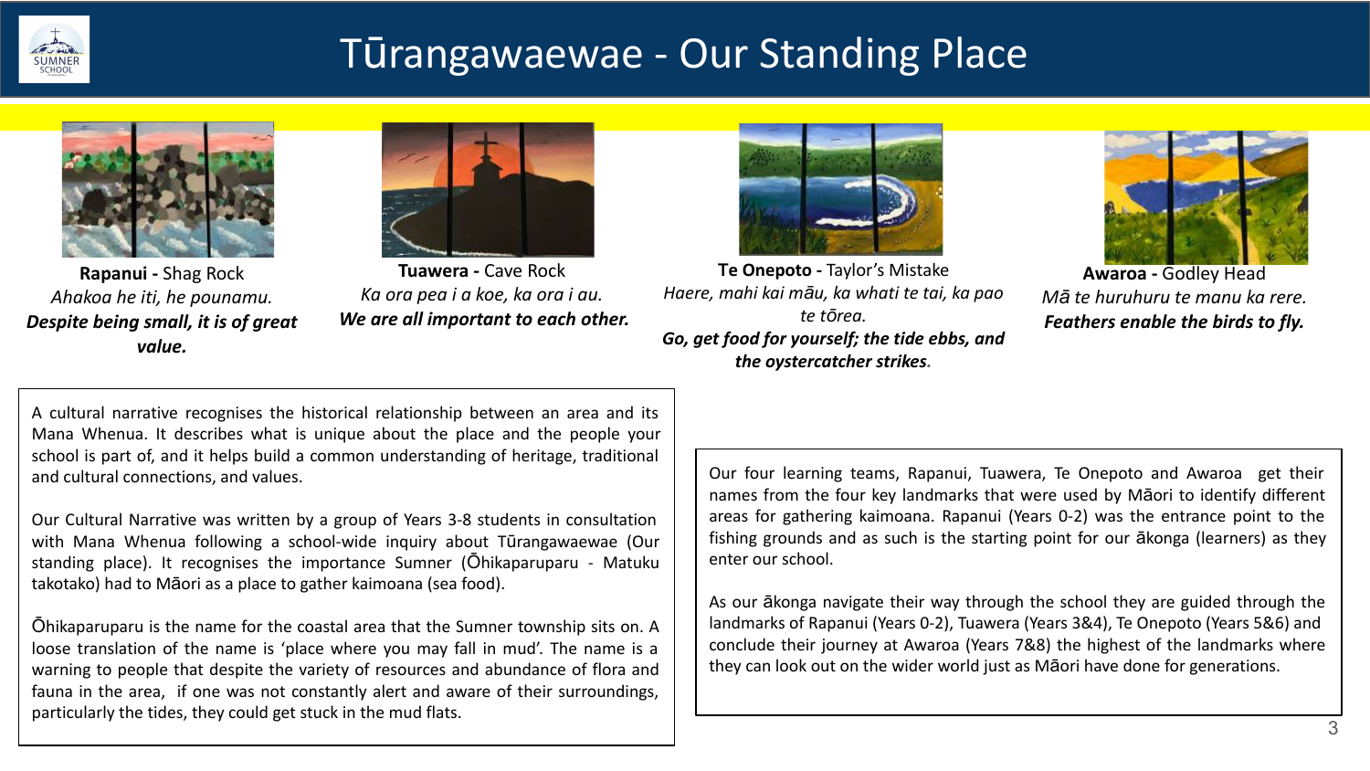# Tūrangawaewae - Our Standing Place

**Rapanui -** Shag Rock
*Ahakoa he iti, he pounamu.*
***Despite being small, it is of great value.***

**Tuawera -** Cave Rock
*Ka ora pea i a koe, ka ora i au.*
***We are all important to each other.***

**Te Onepoto -** Taylor's Mistake
*Haere, mahi kai māu, ka whati te tai, ka pao te tōrea.*
***Go, get food for yourself; the tide ebbs, and the oystercatcher strikes.***

**Awaroa -** Godley Head
*Mā te huruhuru te manu ka rere.*
***Feathers enable the birds to fly.***

A cultural narrative recognises the historical relationship between an area and its Mana Whenua. It describes what is unique about the place and the people your school is part of, and it helps build a common understanding of heritage, traditional and cultural connections, and values.

Our Cultural Narrative was written by a group of Years 3-8 students in consultation with Mana Whenua following a school-wide inquiry about Tūrangawaewae (Our standing place). It recognises the importance Sumner (Ōhikaparuparu - Matuku takotako) had to Māori as a place to gather kaimoana (sea food).

Ōhikaparuparu is the name for the coastal area that the Sumner township sits on. A loose translation of the name is 'place where you may fall in mud'. The name is a warning to people that despite the variety of resources and abundance of flora and fauna in the area, if one was not constantly alert and aware of their surroundings, particularly the tides, they could get stuck in the mud flats.

Our four learning teams, Rapanui, Tuawera, Te Onepoto and Awaroa get their names from the four key landmarks that were used by Māori to identify different areas for gathering kaimoana. Rapanui (Years 0-2) was the entrance point to the fishing grounds and as such is the starting point for our ākonga (learners) as they enter our school.

As our ākonga navigate their way through the school they are guided through the landmarks of Rapanui (Years 0-2), Tuawera (Years 3&4), Te Onepoto (Years 5&6) and conclude their journey at Awaroa (Years 7&8) the highest of the landmarks where they can look out on the wider world just as Māori have done for generations.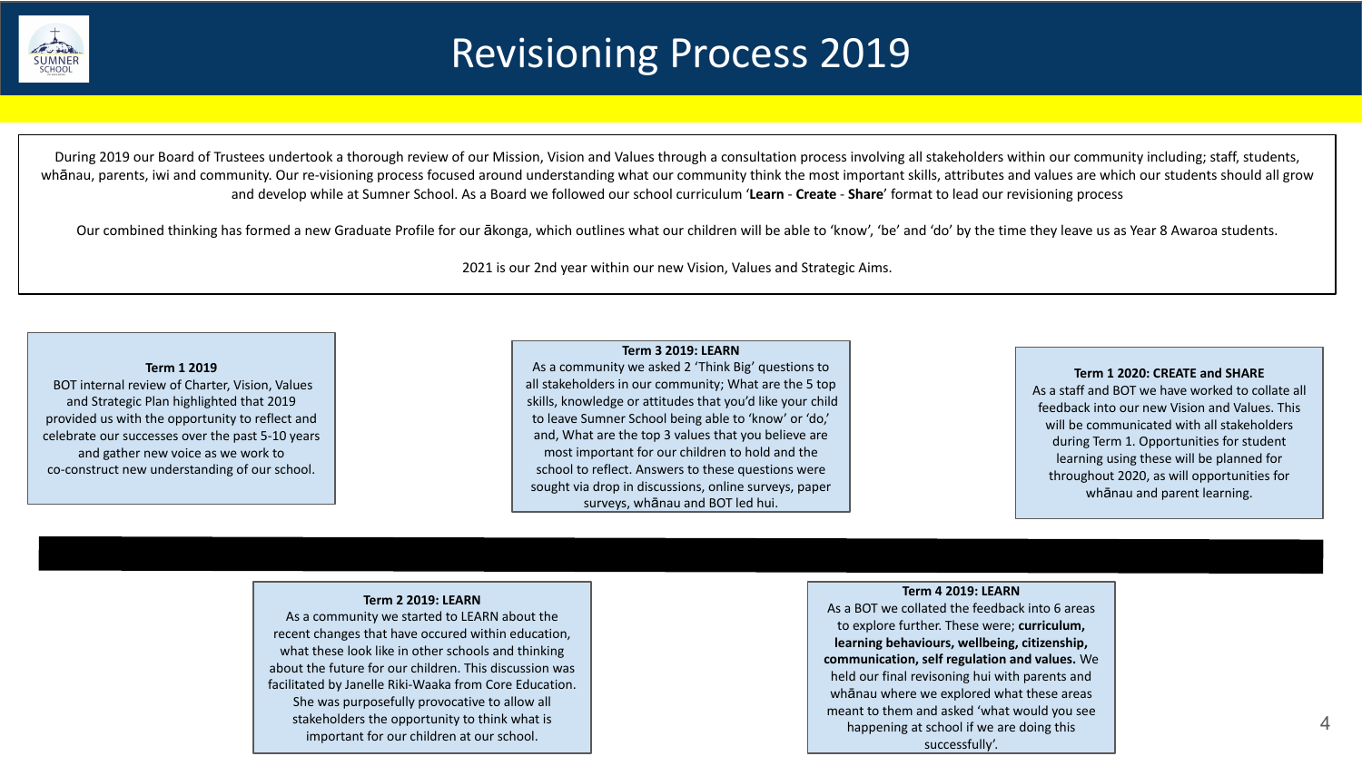# Revisioning Process 2019

During 2019 our Board of Trustees undertook a thorough review of our Mission, Vision and Values through a consultation process involving all stakeholders within our community including; staff, students, whānau, parents, iwi and community. Our re-visioning process focused around understanding what our community think the most important skills, attributes and values are which our students should all grow and develop while at Sumner School. As a Board we followed our school curriculum '**Learn** - **Create** - **Share**' format to lead our revisioning process

Our combined thinking has formed a new Graduate Profile for our ākonga, which outlines what our children will be able to 'know', 'be' and 'do' by the time they leave us as Year 8 Awaroa students.

2021 is our 2nd year within our new Vision, Values and Strategic Aims.

**Term 1 2019**

BOT internal review of Charter, Vision, Values and Strategic Plan highlighted that 2019 provided us with the opportunity to reflect and celebrate our successes over the past 5-10 years and gather new voice as we work to co-construct new understanding of our school.

**Term 2 2019: LEARN**

As a community we started to LEARN about the recent changes that have occured within education, what these look like in other schools and thinking about the future for our children. This discussion was facilitated by Janelle Riki-Waaka from Core Education. She was purposefully provocative to allow all stakeholders the opportunity to think what is important for our children at our school.

**Term 3 2019: LEARN**

As a community we asked 2 'Think Big' questions to all stakeholders in our community; What are the 5 top skills, knowledge or attitudes that you'd like your child to leave Sumner School being able to 'know' or 'do,' and, What are the top 3 values that you believe are most important for our children to hold and the school to reflect. Answers to these questions were sought via drop in discussions, online surveys, paper surveys, whānau and BOT led hui.

**Term 4 2019: LEARN**

As a BOT we collated the feedback into 6 areas to explore further. These were; **curriculum, learning behaviours, wellbeing, citizenship, communication, self regulation and values.** We held our final revisoning hui with parents and whānau where we explored what these areas meant to them and asked 'what would you see happening at school if we are doing this successfully'.

**Term 1 2020: CREATE and SHARE**

As a staff and BOT we have worked to collate all feedback into our new Vision and Values. This will be communicated with all stakeholders during Term 1. Opportunities for student learning using these will be planned for throughout 2020, as will opportunities for whānau and parent learning.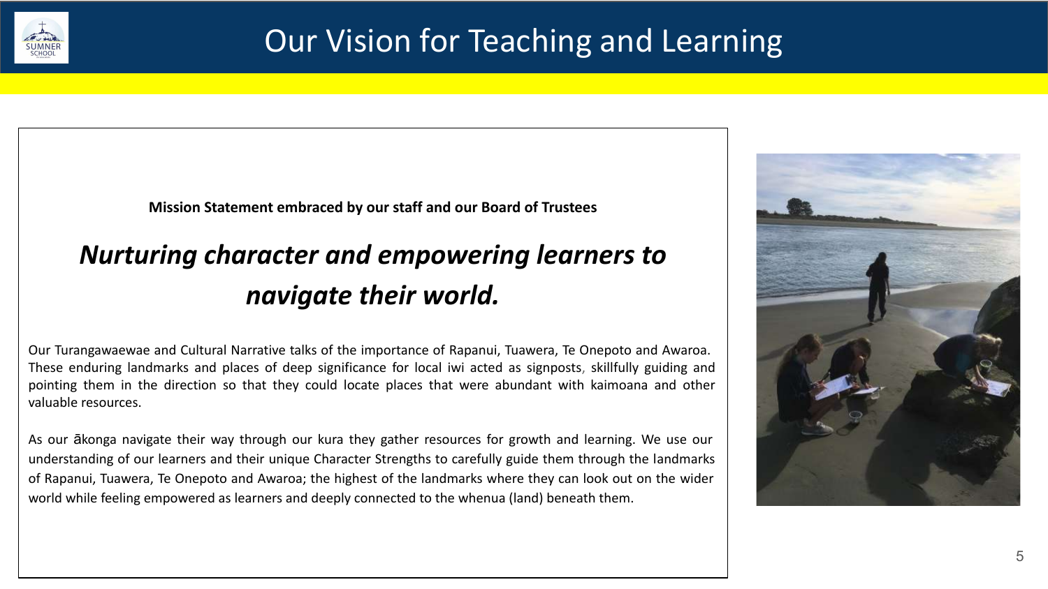# Our Vision for Teaching and Learning

**Mission Statement embraced by our staff and our Board of Trustees**

## ***Nurturing character and empowering learners to navigate their world.***

Our Turangawaewae and Cultural Narrative talks of the importance of Rapanui, Tuawera, Te Onepoto and Awaroa. These enduring landmarks and places of deep significance for local iwi acted as signposts, skillfully guiding and pointing them in the direction so that they could locate places that were abundant with kaimoana and other valuable resources.

As our ākonga navigate their way through our kura they gather resources for growth and learning. We use our understanding of our learners and their unique Character Strengths to carefully guide them through the landmarks of Rapanui, Tuawera, Te Onepoto and Awaroa; the highest of the landmarks where they can look out on the wider world while feeling empowered as learners and deeply connected to the whenua (land) beneath them.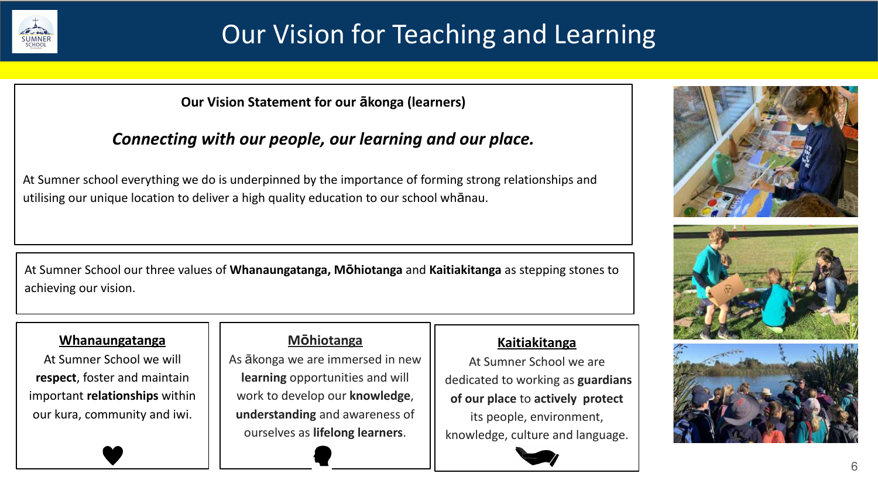# Our Vision for Teaching and Learning

**Our Vision Statement for our ākonga (learners)**

***Connecting with our people, our learning and our place.***

At Sumner school everything we do is underpinned by the importance of forming strong relationships and utilising our unique location to deliver a high quality education to our school whānau.

At Sumner School our three values of **Whanaungatanga, Mōhiotanga** and **Kaitiakitanga** as stepping stones to achieving our vision.

### Whanaungatanga

At Sumner School we will **respect**, foster and maintain important **relationships** within our kura, community and iwi.

### Mōhiotanga

As ākonga we are immersed in new **learning** opportunities and will work to develop our **knowledge**, **understanding** and awareness of ourselves as **lifelong learners**.

### Kaitiakitanga

At Sumner School we are dedicated to working as **guardians of our place** to **actively protect** its people, environment, knowledge, culture and language.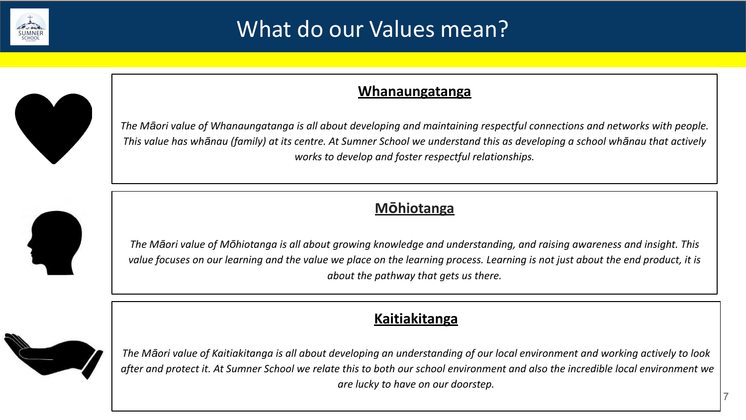# What do our Values mean?

## Whanaungatanga

*The Māori value of Whanaungatanga is all about developing and maintaining respectful connections and networks with people. This value has whānau (family) at its centre. At Sumner School we understand this as developing a school whānau that actively works to develop and foster respectful relationships.*

## Mōhiotanga

*The Māori value of Mōhiotanga is all about growing knowledge and understanding, and raising awareness and insight. This value focuses on our learning and the value we place on the learning process. Learning is not just about the end product, it is about the pathway that gets us there.*

## Kaitiakitanga

*The Māori value of Kaitiakitanga is all about developing an understanding of our local environment and working actively to look after and protect it. At Sumner School we relate this to both our school environment and also the incredible local environment we are lucky to have on our doorstep.*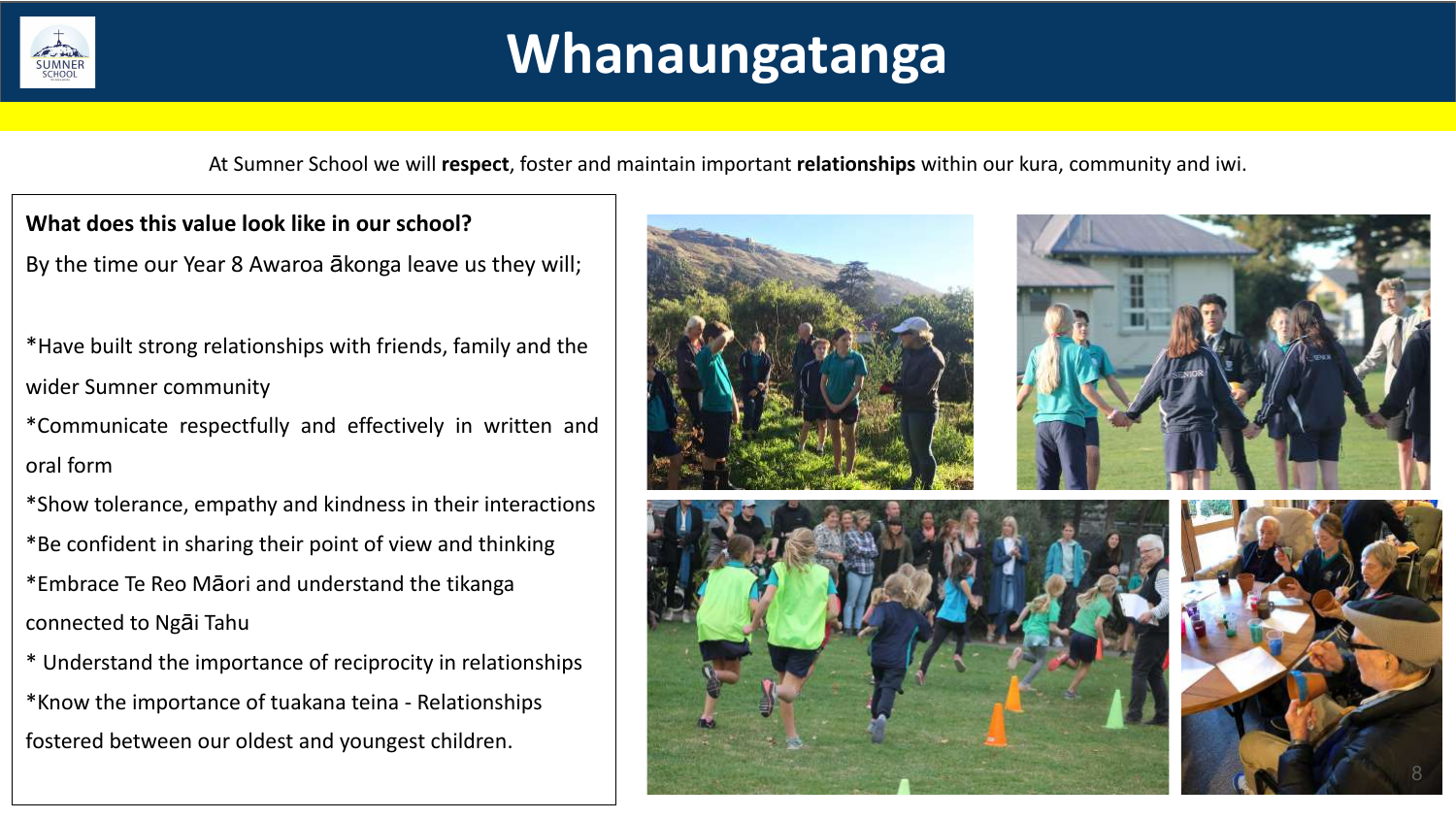# Whanaungatanga

At Sumner School we will **respect**, foster and maintain important **relationships** within our kura, community and iwi.

**What does this value look like in our school?**

By the time our Year 8 Awaroa ākonga leave us they will;

*Have built strong relationships with friends, family and the wider Sumner community

*Communicate respectfully and effectively in written and oral form

*Show tolerance, empathy and kindness in their interactions

*Be confident in sharing their point of view and thinking

*Embrace Te Reo Māori and understand the tikanga connected to Ngāi Tahu

* Understand the importance of reciprocity in relationships

*Know the importance of tuakana teina - Relationships fostered between our oldest and youngest children.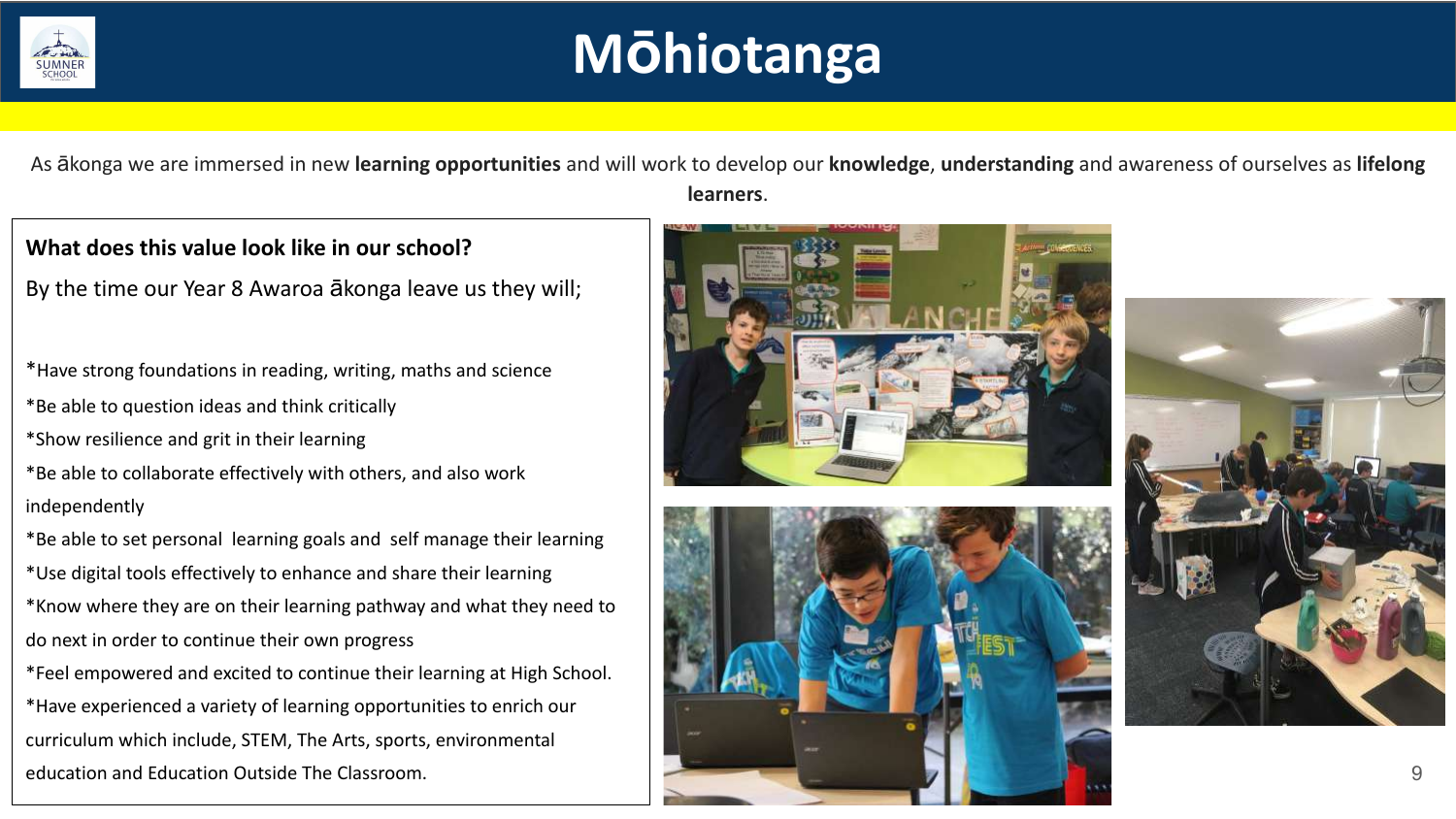# Mōhiotanga

As ākonga we are immersed in new **learning opportunities** and will work to develop our **knowledge**, **understanding** and awareness of ourselves as **lifelong learners**.

**What does this value look like in our school?**

By the time our Year 8 Awaroa ākonga leave us they will;

*Have strong foundations in reading, writing, maths and science

*Be able to question ideas and think critically

*Show resilience and grit in their learning

*Be able to collaborate effectively with others, and also work independently

*Be able to set personal learning goals and self manage their learning

*Use digital tools effectively to enhance and share their learning

*Know where they are on their learning pathway and what they need to do next in order to continue their own progress

*Feel empowered and excited to continue their learning at High School.

*Have experienced a variety of learning opportunities to enrich our curriculum which include, STEM, The Arts, sports, environmental education and Education Outside The Classroom.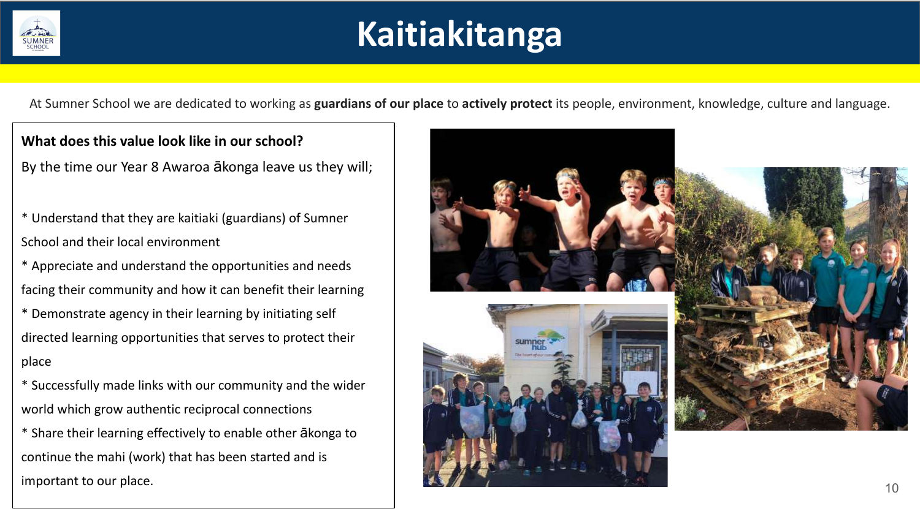# Kaitiakitanga

At Sumner School we are dedicated to working as **guardians of our place** to **actively protect** its people, environment, knowledge, culture and language.

**What does this value look like in our school?**

By the time our Year 8 Awaroa ākonga leave us they will;

* Understand that they are kaitiaki (guardians) of Sumner School and their local environment
* Appreciate and understand the opportunities and needs facing their community and how it can benefit their learning
* Demonstrate agency in their learning by initiating self directed learning opportunities that serves to protect their place
* Successfully made links with our community and the wider world which grow authentic reciprocal connections
* Share their learning effectively to enable other ākonga to continue the mahi (work) that has been started and is important to our place.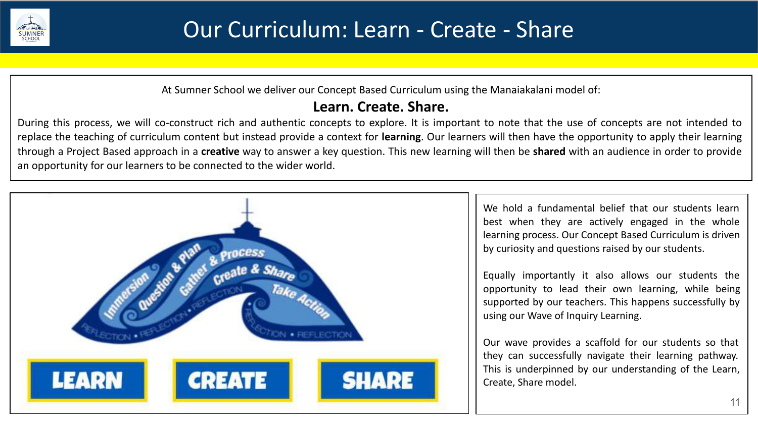# Our Curriculum: Learn - Create - Share

At Sumner School we deliver our Concept Based Curriculum using the Manaiakalani model of:

**Learn. Create. Share.**

During this process, we will co-construct rich and authentic concepts to explore. It is important to note that the use of concepts are not intended to replace the teaching of curriculum content but instead provide a context for **learning**. Our learners will then have the opportunity to apply their learning through a Project Based approach in a **creative** way to answer a key question. This new learning will then be **shared** with an audience in order to provide an opportunity for our learners to be connected to the wider world.

Immersion · Question & Plan · Gather & Process · Create & Share · Take Action · Reflection

LEARN · CREATE · SHARE

We hold a fundamental belief that our students learn best when they are actively engaged in the whole learning process. Our Concept Based Curriculum is driven by curiosity and questions raised by our students.

Equally importantly it also allows our students the opportunity to lead their own learning, while being supported by our teachers. This happens successfully by using our Wave of Inquiry Learning.

Our wave provides a scaffold for our students so that they can successfully navigate their learning pathway. This is underpinned by our understanding of the Learn, Create, Share model.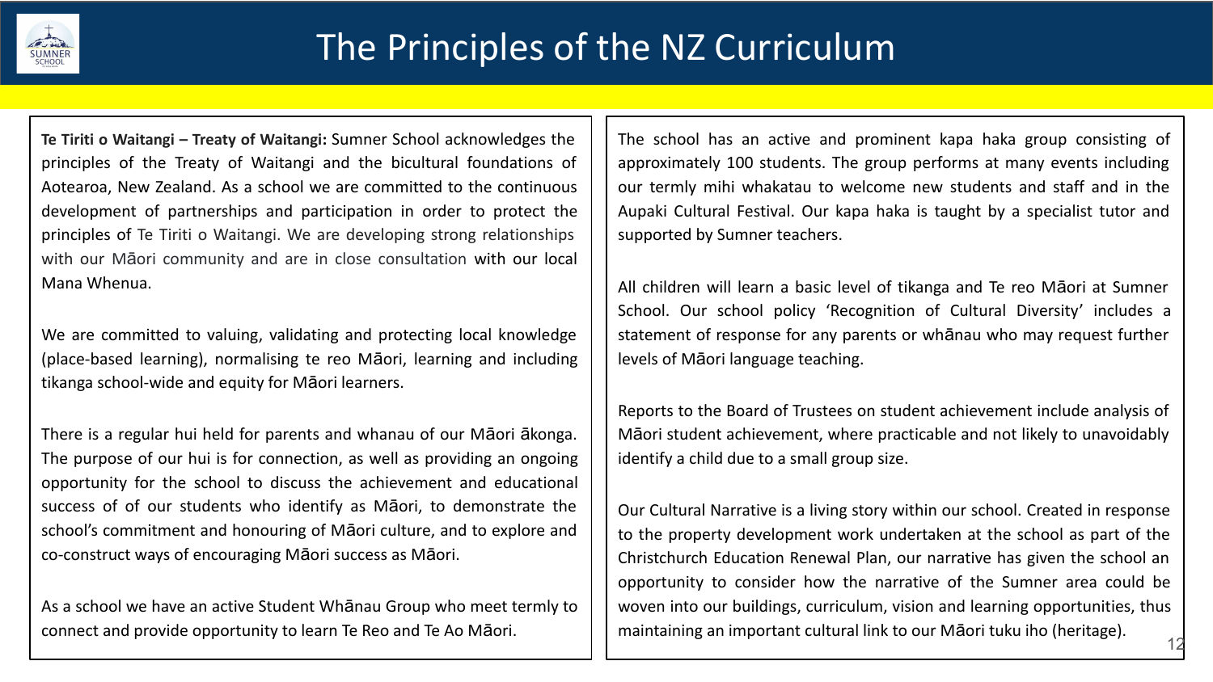# The Principles of the NZ Curriculum

**Te Tiriti o Waitangi – Treaty of Waitangi:** Sumner School acknowledges the principles of the Treaty of Waitangi and the bicultural foundations of Aotearoa, New Zealand. As a school we are committed to the continuous development of partnerships and participation in order to protect the principles of Te Tiriti o Waitangi. We are developing strong relationships with our Māori community and are in close consultation with our local Mana Whenua.

We are committed to valuing, validating and protecting local knowledge (place-based learning), normalising te reo Māori, learning and including tikanga school-wide and equity for Māori learners.

There is a regular hui held for parents and whanau of our Māori ākonga. The purpose of our hui is for connection, as well as providing an ongoing opportunity for the school to discuss the achievement and educational success of of our students who identify as Māori, to demonstrate the school's commitment and honouring of Māori culture, and to explore and co-construct ways of encouraging Māori success as Māori.

As a school we have an active Student Whānau Group who meet termly to connect and provide opportunity to learn Te Reo and Te Ao Māori.

The school has an active and prominent kapa haka group consisting of approximately 100 students. The group performs at many events including our termly mihi whakatau to welcome new students and staff and in the Aupaki Cultural Festival. Our kapa haka is taught by a specialist tutor and supported by Sumner teachers.

All children will learn a basic level of tikanga and Te reo Māori at Sumner School. Our school policy 'Recognition of Cultural Diversity' includes a statement of response for any parents or whānau who may request further levels of Māori language teaching.

Reports to the Board of Trustees on student achievement include analysis of Māori student achievement, where practicable and not likely to unavoidably identify a child due to a small group size.

Our Cultural Narrative is a living story within our school. Created in response to the property development work undertaken at the school as part of the Christchurch Education Renewal Plan, our narrative has given the school an opportunity to consider how the narrative of the Sumner area could be woven into our buildings, curriculum, vision and learning opportunities, thus maintaining an important cultural link to our Māori tuku iho (heritage).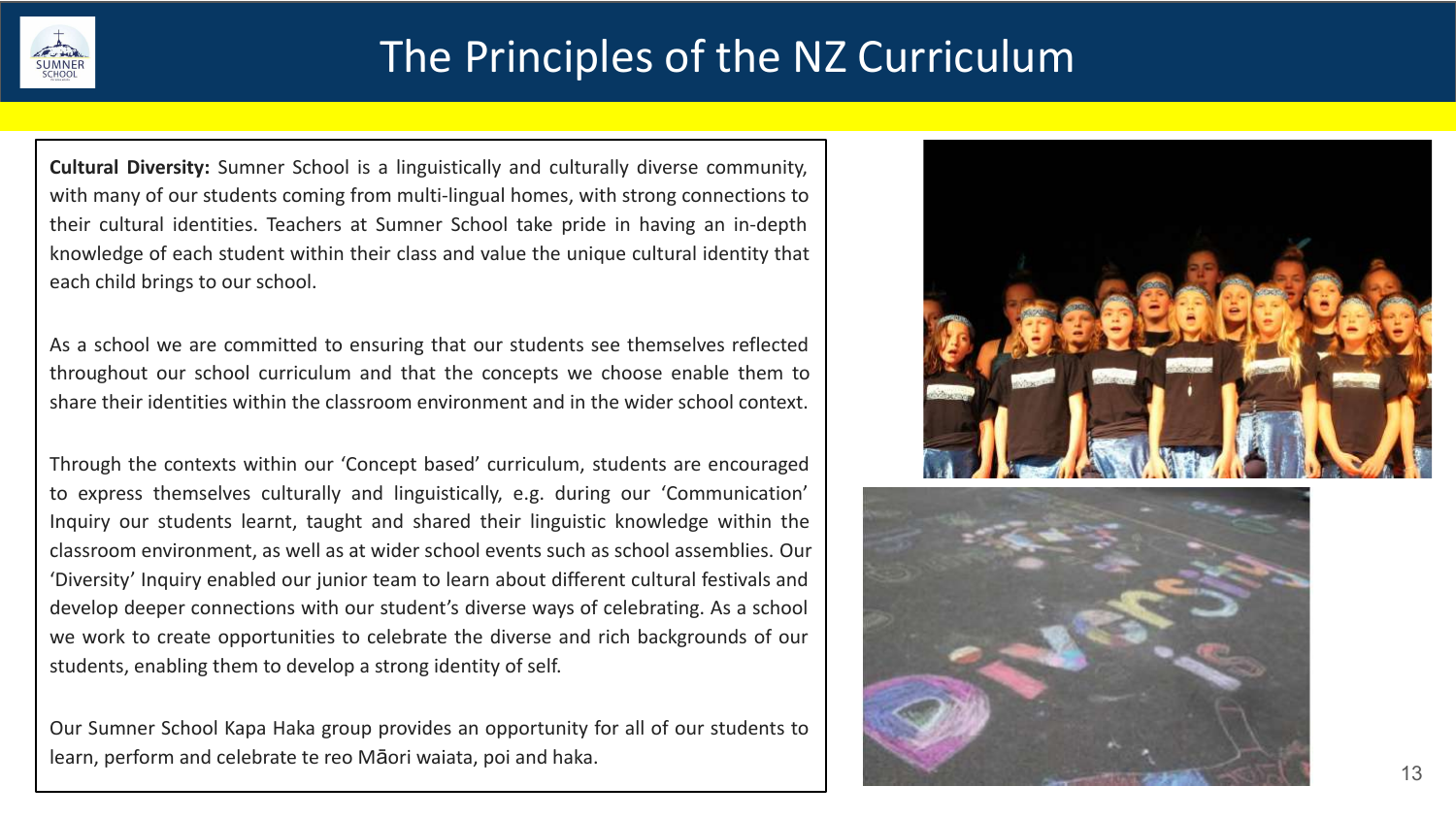# The Principles of the NZ Curriculum

**Cultural Diversity:** Sumner School is a linguistically and culturally diverse community, with many of our students coming from multi-lingual homes, with strong connections to their cultural identities. Teachers at Sumner School take pride in having an in-depth knowledge of each student within their class and value the unique cultural identity that each child brings to our school.

As a school we are committed to ensuring that our students see themselves reflected throughout our school curriculum and that the concepts we choose enable them to share their identities within the classroom environment and in the wider school context.

Through the contexts within our 'Concept based' curriculum, students are encouraged to express themselves culturally and linguistically, e.g. during our 'Communication' Inquiry our students learnt, taught and shared their linguistic knowledge within the classroom environment, as well as at wider school events such as school assemblies. Our 'Diversity' Inquiry enabled our junior team to learn about different cultural festivals and develop deeper connections with our student's diverse ways of celebrating. As a school we work to create opportunities to celebrate the diverse and rich backgrounds of our students, enabling them to develop a strong identity of self.

Our Sumner School Kapa Haka group provides an opportunity for all of our students to learn, perform and celebrate te reo Māori waiata, poi and haka.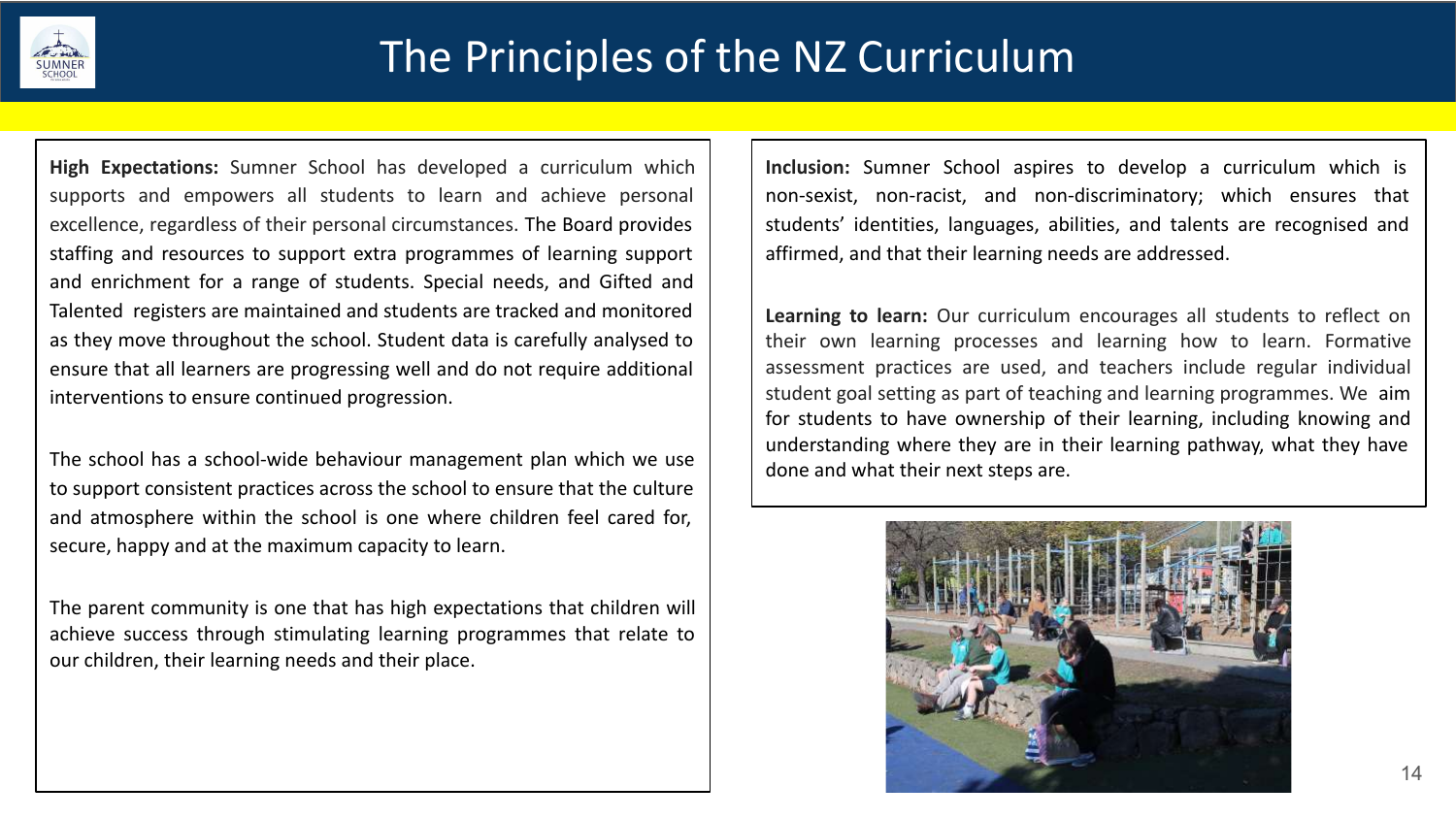# The Principles of the NZ Curriculum

**High Expectations:** Sumner School has developed a curriculum which supports and empowers all students to learn and achieve personal excellence, regardless of their personal circumstances. The Board provides staffing and resources to support extra programmes of learning support and enrichment for a range of students. Special needs, and Gifted and Talented registers are maintained and students are tracked and monitored as they move throughout the school. Student data is carefully analysed to ensure that all learners are progressing well and do not require additional interventions to ensure continued progression.

The school has a school-wide behaviour management plan which we use to support consistent practices across the school to ensure that the culture and atmosphere within the school is one where children feel cared for, secure, happy and at the maximum capacity to learn.

The parent community is one that has high expectations that children will achieve success through stimulating learning programmes that relate to our children, their learning needs and their place.

**Inclusion:** Sumner School aspires to develop a curriculum which is non-sexist, non-racist, and non-discriminatory; which ensures that students' identities, languages, abilities, and talents are recognised and affirmed, and that their learning needs are addressed.

**Learning to learn:** Our curriculum encourages all students to reflect on their own learning processes and learning how to learn. Formative assessment practices are used, and teachers include regular individual student goal setting as part of teaching and learning programmes. We aim for students to have ownership of their learning, including knowing and understanding where they are in their learning pathway, what they have done and what their next steps are.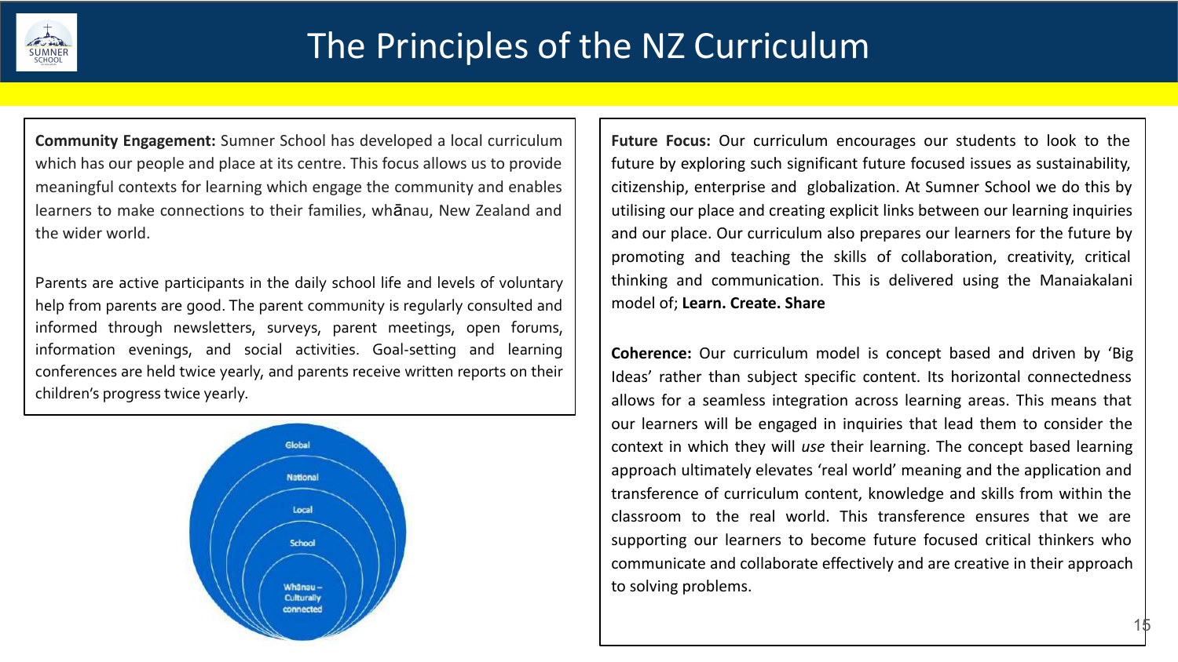# The Principles of the NZ Curriculum

**Community Engagement:** Sumner School has developed a local curriculum which has our people and place at its centre. This focus allows us to provide meaningful contexts for learning which engage the community and enables learners to make connections to their families, whānau, New Zealand and the wider world.

Parents are active participants in the daily school life and levels of voluntary help from parents are good. The parent community is regularly consulted and informed through newsletters, surveys, parent meetings, open forums, information evenings, and social activities. Goal-setting and learning conferences are held twice yearly, and parents receive written reports on their children's progress twice yearly.

Global

National

Local

School

Whānau – Culturally connected

**Future Focus:** Our curriculum encourages our students to look to the future by exploring such significant future focused issues as sustainability, citizenship, enterprise and globalization. At Sumner School we do this by utilising our place and creating explicit links between our learning inquiries and our place. Our curriculum also prepares our learners for the future by promoting and teaching the skills of collaboration, creativity, critical thinking and communication. This is delivered using the Manaiakalani model of; **Learn. Create. Share**

**Coherence:** Our curriculum model is concept based and driven by 'Big Ideas' rather than subject specific content. Its horizontal connectedness allows for a seamless integration across learning areas. This means that our learners will be engaged in inquiries that lead them to consider the context in which they will *use* their learning. The concept based learning approach ultimately elevates 'real world' meaning and the application and transference of curriculum content, knowledge and skills from within the classroom to the real world. This transference ensures that we are supporting our learners to become future focused critical thinkers who communicate and collaborate effectively and are creative in their approach to solving problems.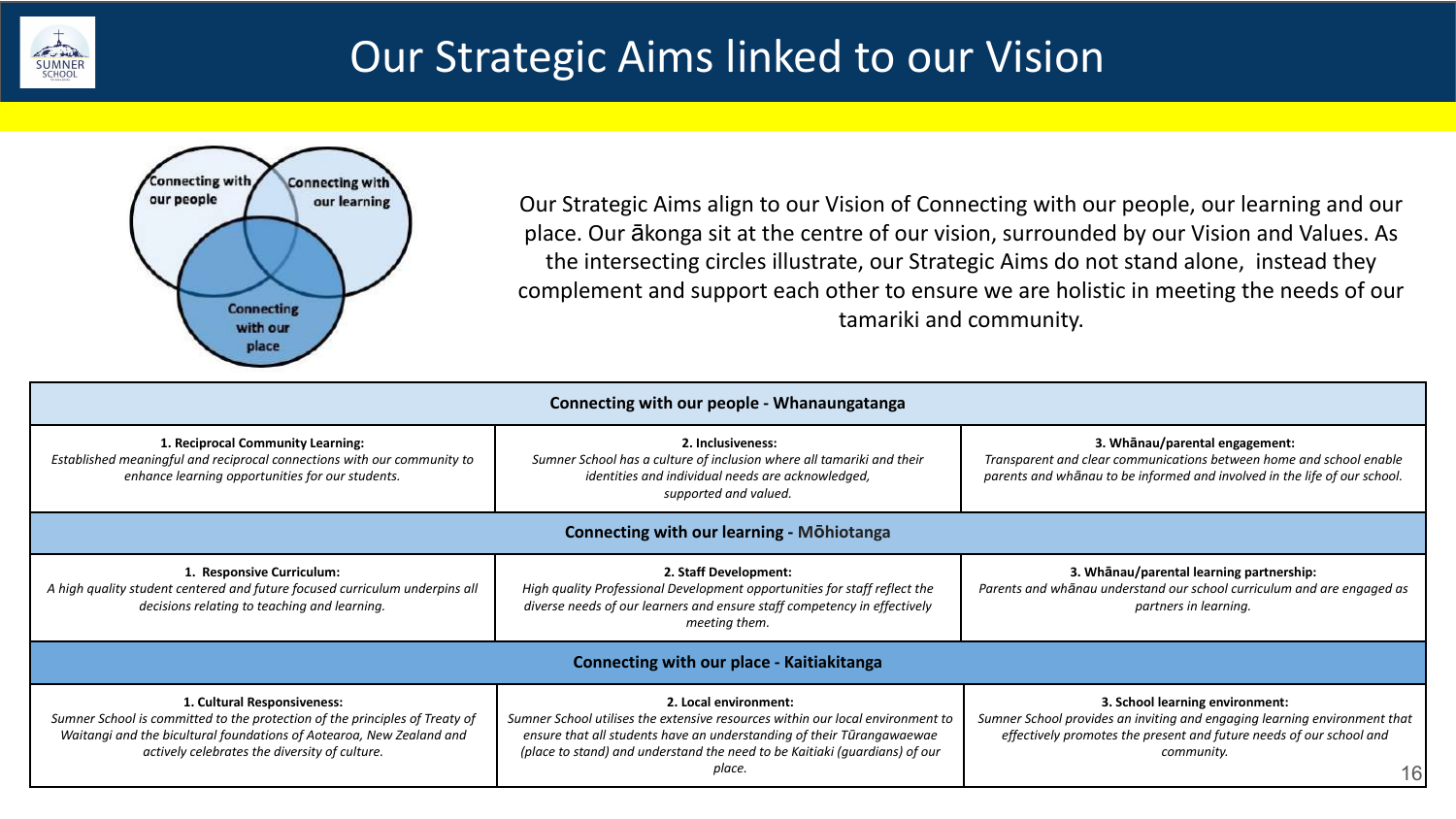# Our Strategic Aims linked to our Vision

Connecting with our people
Connecting with our learning
Connecting with our place

Our Strategic Aims align to our Vision of Connecting with our people, our learning and our place. Our ākonga sit at the centre of our vision, surrounded by our Vision and Values. As the intersecting circles illustrate, our Strategic Aims do not stand alone, instead they complement and support each other to ensure we are holistic in meeting the needs of our tamariki and community.

| Connecting with our people - Whanaungatanga | | |
|---|---|---|
| **1. Reciprocal Community Learning:** *Established meaningful and reciprocal connections with our community to enhance learning opportunities for our students.* | **2. Inclusiveness:** *Sumner School has a culture of inclusion where all tamariki and their identities and individual needs are acknowledged, supported and valued.* | **3. Whānau/parental engagement:** *Transparent and clear communications between home and school enable parents and whānau to be informed and involved in the life of our school.* |
| **Connecting with our learning - Mōhiotanga** | | |
| **1. Responsive Curriculum:** *A high quality student centered and future focused curriculum underpins all decisions relating to teaching and learning.* | **2. Staff Development:** *High quality Professional Development opportunities for staff reflect the diverse needs of our learners and ensure staff competency in effectively meeting them.* | **3. Whānau/parental learning partnership:** *Parents and whānau understand our school curriculum and are engaged as partners in learning.* |
| **Connecting with our place - Kaitiakitanga** | | |
| **1. Cultural Responsiveness:** *Sumner School is committed to the protection of the principles of Treaty of Waitangi and the bicultural foundations of Aotearoa, New Zealand and actively celebrates the diversity of culture.* | **2. Local environment:** *Sumner School utilises the extensive resources within our local environment to ensure that all students have an understanding of their Tūrangawaewae (place to stand) and understand the need to be Kaitiaki (guardians) of our place.* | **3. School learning environment:** *Sumner School provides an inviting and engaging learning environment that effectively promotes the present and future needs of our school and community.* |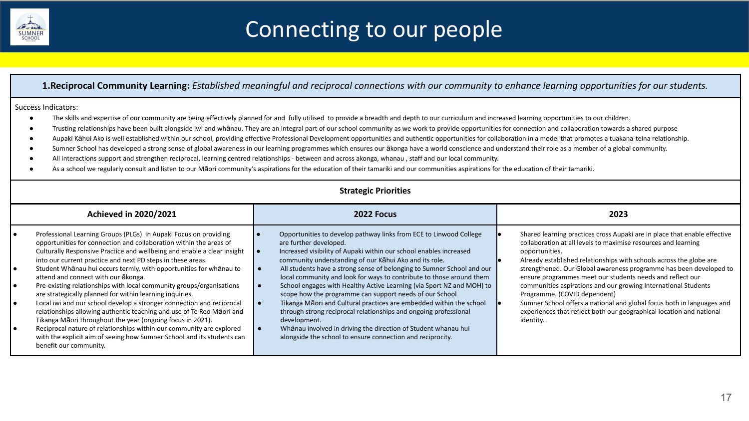# Connecting to our people

**1.Reciprocal Community Learning:** *Established meaningful and reciprocal connections with our community to enhance learning opportunities for our students.*

Success Indicators:

- The skills and expertise of our community are being effectively planned for and fully utilised to provide a breadth and depth to our curriculum and increased learning opportunities to our children.
- Trusting relationships have been built alongside iwi and whānau. They are an integral part of our school community as we work to provide opportunities for connection and collaboration towards a shared purpose
- Aupaki Kāhui Ako is well established within our school, providing effective Professional Development opportunities and authentic opportunities for collaboration in a model that promotes a tuakana-teina relationship.
- Sumner School has developed a strong sense of global awareness in our learning programmes which ensures our ākonga have a world conscience and understand their role as a member of a global community.
- All interactions support and strengthen reciprocal, learning centred relationships - between and across akonga, whanau , staff and our local community.
- As a school we regularly consult and listen to our Māori community's aspirations for the education of their tamariki and our communities aspirations for the education of their tamariki.

**Strategic Priorities**

| Achieved in 2020/2021 | 2022 Focus | 2023 |
|---|---|---|
| • Professional Learning Groups (PLGs) in Aupaki Focus on providing opportunities for connection and collaboration within the areas of Culturally Responsive Practice and wellbeing and enable a clear insight into our current practice and next PD steps in these areas.<br>• Student Whānau hui occurs termly, with opportunities for whānau to attend and connect with our ākonga.<br>• Pre-existing relationships with local community groups/organisations are strategically planned for within learning inquiries.<br>• Local iwi and our school develop a stronger connection and reciprocal relationships allowing authentic teaching and use of Te Reo Māori and Tikanga Māori throughout the year (ongoing focus in 2021).<br>• Reciprocal nature of relationships within our community are explored with the explicit aim of seeing how Sumner School and its students can benefit our community. | • Opportunities to develop pathway links from ECE to Linwood College are further developed.<br>• Increased visibility of Aupaki within our school enables increased community understanding of our Kāhui Ako and its role.<br>• All students have a strong sense of belonging to Sumner School and our local community and look for ways to contribute to those around them<br>• School engages with Healthy Active Learning (via Sport NZ and MOH) to scope how the programme can support needs of our School<br>• Tikanga Māori and Cultural practices are embedded within the school through strong reciprocal relationships and ongoing professional development.<br>• Whānau involved in driving the direction of Student whanau hui alongside the school to ensure connection and reciprocity. | • Shared learning practices cross Aupaki are in place that enable effective collaboration at all levels to maximise resources and learning opportunities.<br>• Already established relationships with schools across the globe are strengthened. Our Global awareness programme has been developed to ensure programmes meet our students needs and reflect our communities aspirations and our growing International Students Programme. (COVID dependent)<br>• Sumner School offers a national and global focus both in languages and experiences that reflect both our geographical location and national identity. . |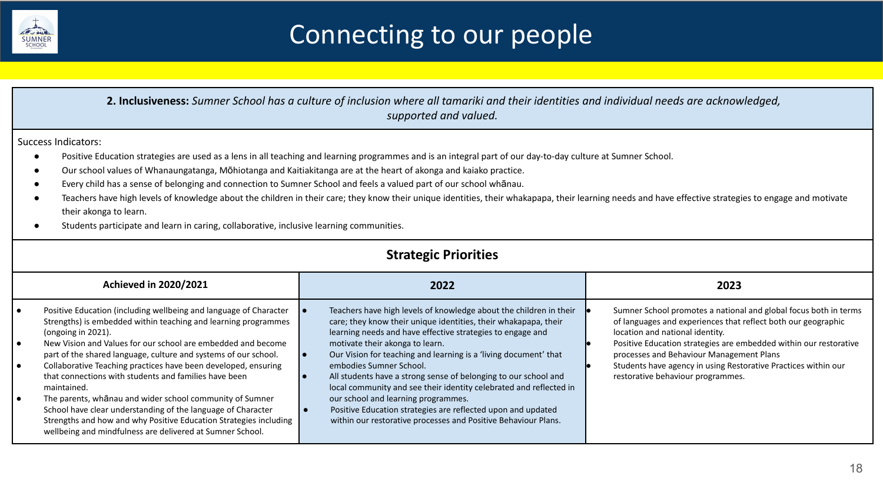# Connecting to our people

**2. Inclusiveness:** *Sumner School has a culture of inclusion where all tamariki and their identities and individual needs are acknowledged, supported and valued.*

Success Indicators:

- Positive Education strategies are used as a lens in all teaching and learning programmes and is an integral part of our day-to-day culture at Sumner School.
- Our school values of Whanaungatanga, Mōhiotanga and Kaitiakitanga are at the heart of akonga and kaiako practice.
- Every child has a sense of belonging and connection to Sumner School and feels a valued part of our school whānau.
- Teachers have high levels of knowledge about the children in their care; they know their unique identities, their whakapapa, their learning needs and have effective strategies to engage and motivate their akonga to learn.
- Students participate and learn in caring, collaborative, inclusive learning communities.

## Strategic Priorities

| Achieved in 2020/2021 | 2022 | 2023 |
|---|---|---|
| • Positive Education (including wellbeing and language of Character Strengths) is embedded within teaching and learning programmes (ongoing in 2021).<br>• New Vision and Values for our school are embedded and become part of the shared language, culture and systems of our school.<br>• Collaborative Teaching practices have been developed, ensuring that connections with students and families have been maintained.<br>• The parents, whānau and wider school community of Sumner School have clear understanding of the language of Character Strengths and how and why Positive Education Strategies including wellbeing and mindfulness are delivered at Sumner School. | • Teachers have high levels of knowledge about the children in their care; they know their unique identities, their whakapapa, their learning needs and have effective strategies to engage and motivate their akonga to learn.<br>• Our Vision for teaching and learning is a 'living document' that embodies Sumner School.<br>• All students have a strong sense of belonging to our school and local community and see their identity celebrated and reflected in our school and learning programmes.<br>• Positive Education strategies are reflected upon and updated within our restorative processes and Positive Behaviour Plans. | • Sumner School promotes a national and global focus both in terms of languages and experiences that reflect both our geographic location and national identity.<br>• Positive Education strategies are embedded within our restorative processes and Behaviour Management Plans<br>• Students have agency in using Restorative Practices within our restorative behaviour programmes. |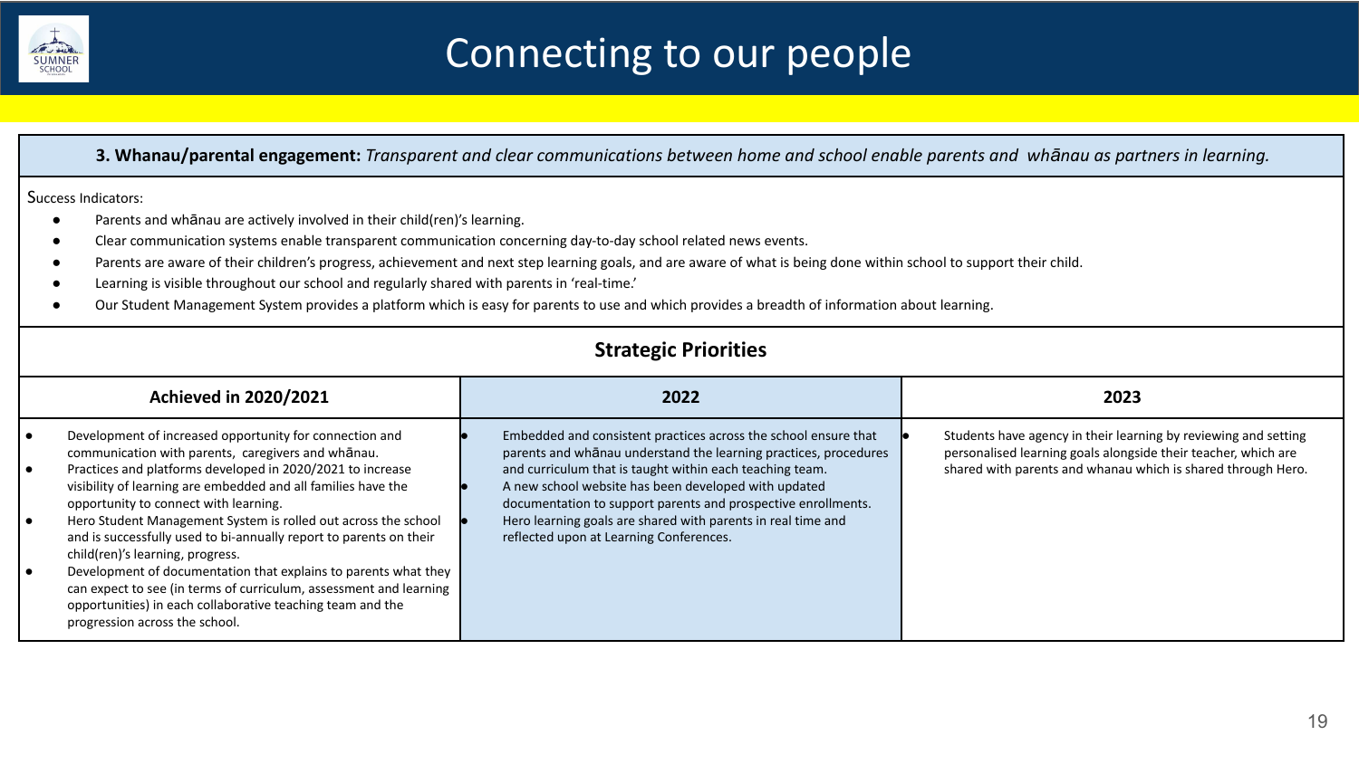# Connecting to our people

**3. Whanau/parental engagement:** *Transparent and clear communications between home and school enable parents and whānau as partners in learning.*

Success Indicators:

- Parents and whānau are actively involved in their child(ren)'s learning.
- Clear communication systems enable transparent communication concerning day-to-day school related news events.
- Parents are aware of their children's progress, achievement and next step learning goals, and are aware of what is being done within school to support their child.
- Learning is visible throughout our school and regularly shared with parents in 'real-time.'
- Our Student Management System provides a platform which is easy for parents to use and which provides a breadth of information about learning.

## Strategic Priorities

| Achieved in 2020/2021 | 2022 | 2023 |
|---|---|---|
| • Development of increased opportunity for connection and communication with parents, caregivers and whānau.<br>• Practices and platforms developed in 2020/2021 to increase visibility of learning are embedded and all families have the opportunity to connect with learning.<br>• Hero Student Management System is rolled out across the school and is successfully used to bi-annually report to parents on their child(ren)'s learning, progress.<br>• Development of documentation that explains to parents what they can expect to see (in terms of curriculum, assessment and learning opportunities) in each collaborative teaching team and the progression across the school. | • Embedded and consistent practices across the school ensure that parents and whānau understand the learning practices, procedures and curriculum that is taught within each teaching team.<br>• A new school website has been developed with updated documentation to support parents and prospective enrollments.<br>• Hero learning goals are shared with parents in real time and reflected upon at Learning Conferences. | • Students have agency in their learning by reviewing and setting personalised learning goals alongside their teacher, which are shared with parents and whanau which is shared through Hero. |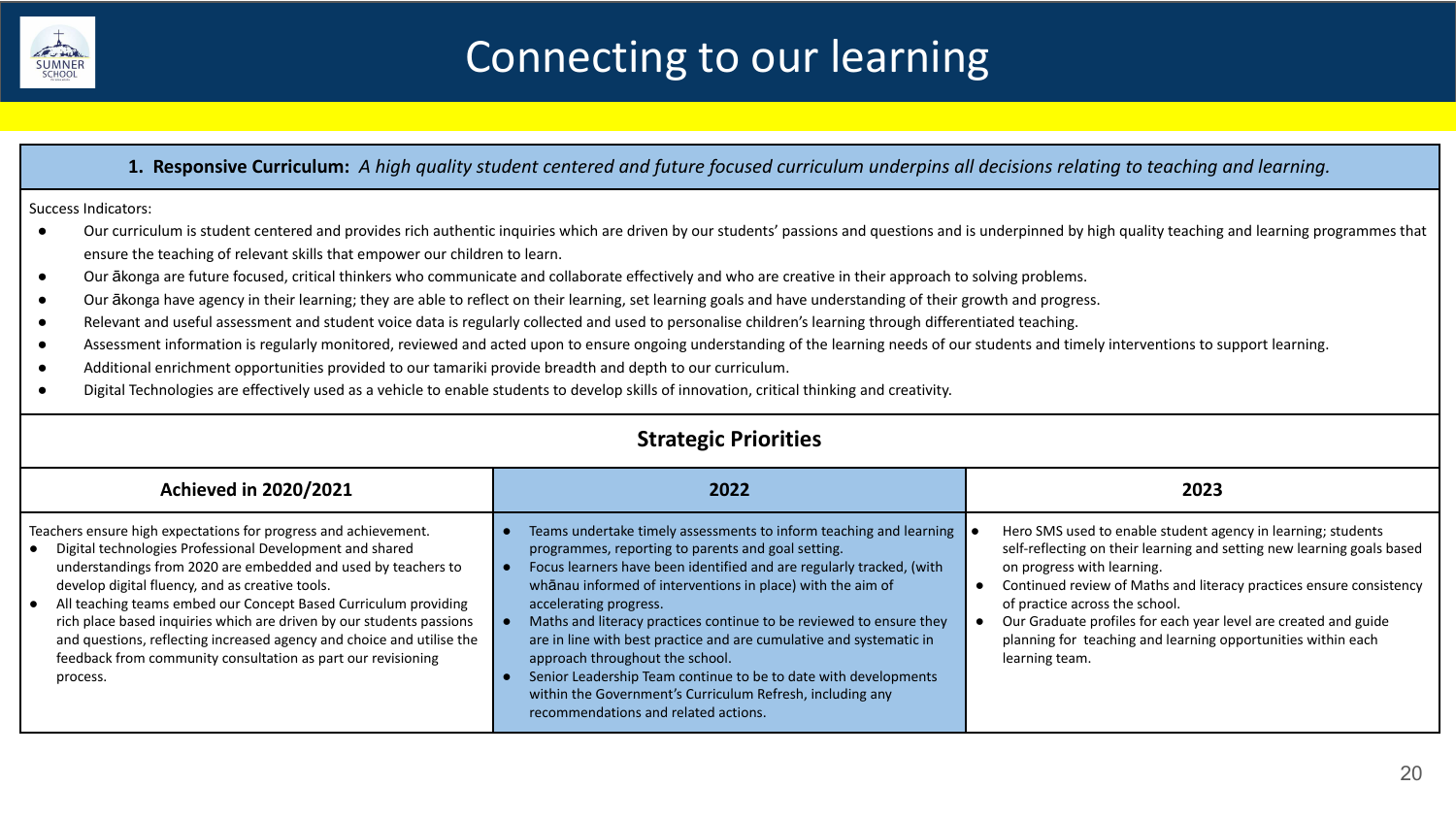# Connecting to our learning

**1. Responsive Curriculum:** *A high quality student centered and future focused curriculum underpins all decisions relating to teaching and learning.*

Success Indicators:

- Our curriculum is student centered and provides rich authentic inquiries which are driven by our students' passions and questions and is underpinned by high quality teaching and learning programmes that ensure the teaching of relevant skills that empower our children to learn.
- Our ākonga are future focused, critical thinkers who communicate and collaborate effectively and who are creative in their approach to solving problems.
- Our ākonga have agency in their learning; they are able to reflect on their learning, set learning goals and have understanding of their growth and progress.
- Relevant and useful assessment and student voice data is regularly collected and used to personalise children's learning through differentiated teaching.
- Assessment information is regularly monitored, reviewed and acted upon to ensure ongoing understanding of the learning needs of our students and timely interventions to support learning.
- Additional enrichment opportunities provided to our tamariki provide breadth and depth to our curriculum.
- Digital Technologies are effectively used as a vehicle to enable students to develop skills of innovation, critical thinking and creativity.

## Strategic Priorities

| Achieved in 2020/2021 | 2022 | 2023 |
|---|---|---|
| Teachers ensure high expectations for progress and achievement.<br>• Digital technologies Professional Development and shared understandings from 2020 are embedded and used by teachers to develop digital fluency, and as creative tools.<br>• All teaching teams embed our Concept Based Curriculum providing rich place based inquiries which are driven by our students passions and questions, reflecting increased agency and choice and utilise the feedback from community consultation as part our revisioning process. | • Teams undertake timely assessments to inform teaching and learning programmes, reporting to parents and goal setting.<br>• Focus learners have been identified and are regularly tracked, (with whānau informed of interventions in place) with the aim of accelerating progress.<br>• Maths and literacy practices continue to be reviewed to ensure they are in line with best practice and are cumulative and systematic in approach throughout the school.<br>• Senior Leadership Team continue to be to date with developments within the Government's Curriculum Refresh, including any recommendations and related actions. | • Hero SMS used to enable student agency in learning; students self-reflecting on their learning and setting new learning goals based on progress with learning.<br>• Continued review of Maths and literacy practices ensure consistency of practice across the school.<br>• Our Graduate profiles for each year level are created and guide planning for teaching and learning opportunities within each learning team. |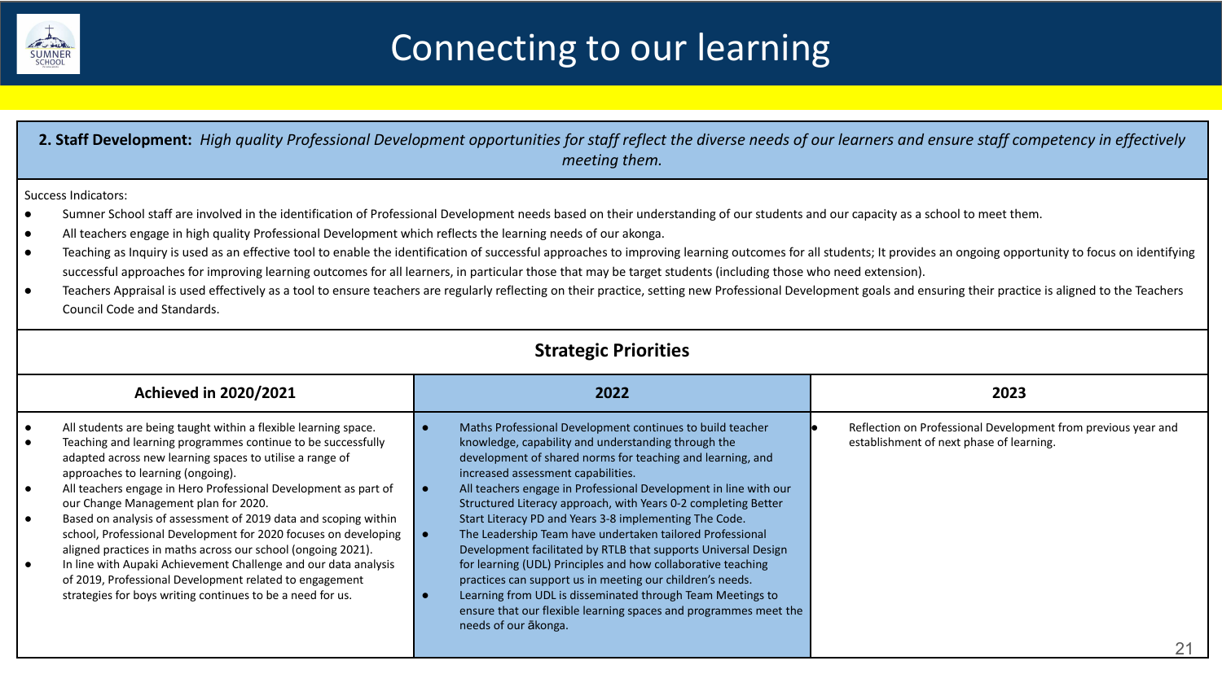# Connecting to our learning

**2. Staff Development:** *High quality Professional Development opportunities for staff reflect the diverse needs of our learners and ensure staff competency in effectively meeting them.*

Success Indicators:

- Sumner School staff are involved in the identification of Professional Development needs based on their understanding of our students and our capacity as a school to meet them.
- All teachers engage in high quality Professional Development which reflects the learning needs of our akonga.
- Teaching as Inquiry is used as an effective tool to enable the identification of successful approaches to improving learning outcomes for all students; It provides an ongoing opportunity to focus on identifying successful approaches for improving learning outcomes for all learners, in particular those that may be target students (including those who need extension).
- Teachers Appraisal is used effectively as a tool to ensure teachers are regularly reflecting on their practice, setting new Professional Development goals and ensuring their practice is aligned to the Teachers Council Code and Standards.

## Strategic Priorities

| Achieved in 2020/2021 | 2022 | 2023 |
| --- | --- | --- |
| • All students are being taught within a flexible learning space.<br>• Teaching and learning programmes continue to be successfully adapted across new learning spaces to utilise a range of approaches to learning (ongoing).<br>• All teachers engage in Hero Professional Development as part of our Change Management plan for 2020.<br>• Based on analysis of assessment of 2019 data and scoping within school, Professional Development for 2020 focuses on developing aligned practices in maths across our school (ongoing 2021).<br>• In line with Aupaki Achievement Challenge and our data analysis of 2019, Professional Development related to engagement strategies for boys writing continues to be a need for us. | • Maths Professional Development continues to build teacher knowledge, capability and understanding through the development of shared norms for teaching and learning, and increased assessment capabilities.<br>• All teachers engage in Professional Development in line with our Structured Literacy approach, with Years 0-2 completing Better Start Literacy PD and Years 3-8 implementing The Code.<br>• The Leadership Team have undertaken tailored Professional Development facilitated by RTLB that supports Universal Design for learning (UDL) Principles and how collaborative teaching practices can support us in meeting our children's needs.<br>• Learning from UDL is disseminated through Team Meetings to ensure that our flexible learning spaces and programmes meet the needs of our ākonga. | • Reflection on Professional Development from previous year and establishment of next phase of learning. |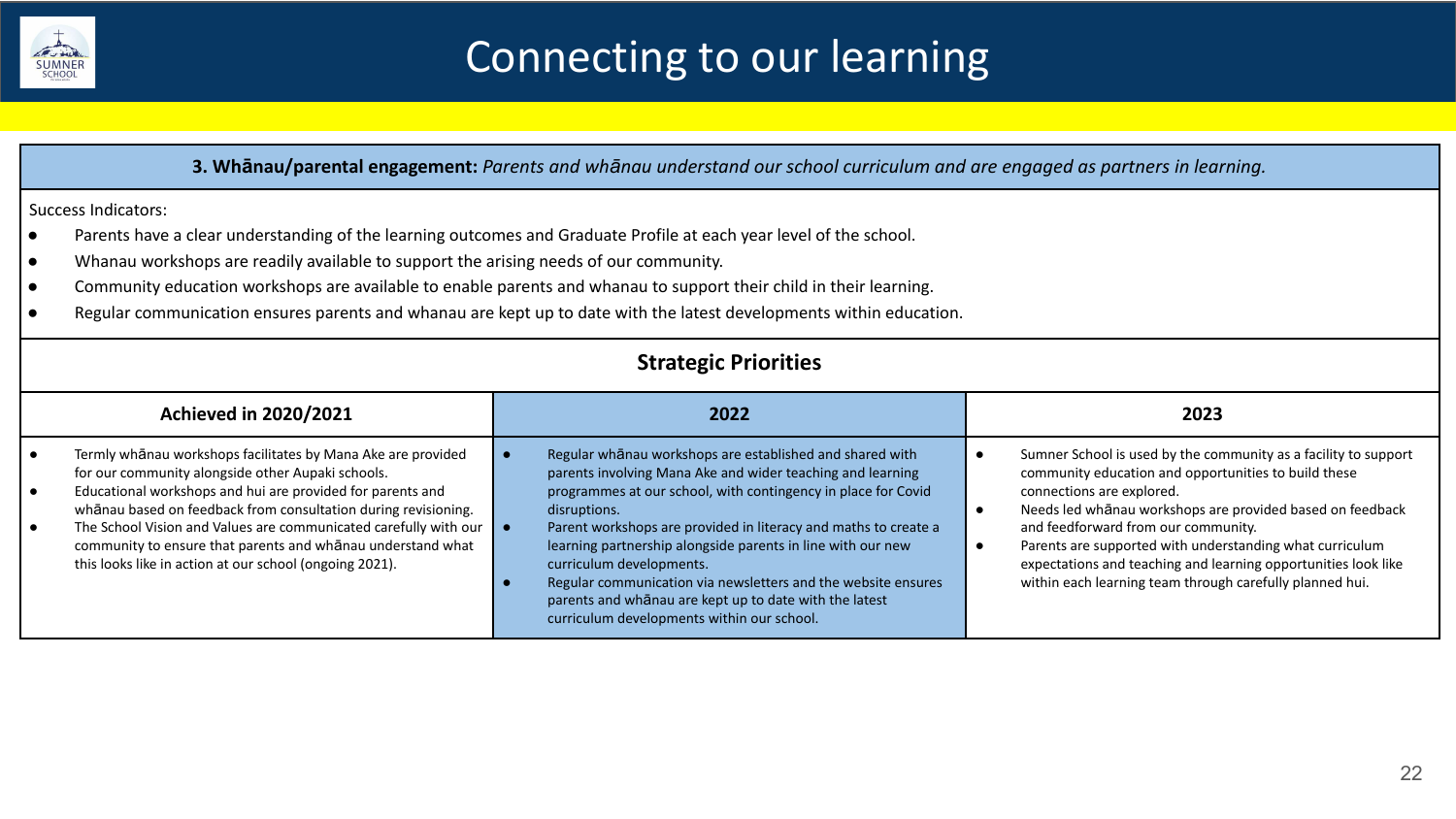# Connecting to our learning

**3. Whānau/parental engagement:** *Parents and whānau understand our school curriculum and are engaged as partners in learning.*

Success Indicators:

- Parents have a clear understanding of the learning outcomes and Graduate Profile at each year level of the school.
- Whanau workshops are readily available to support the arising needs of our community.
- Community education workshops are available to enable parents and whanau to support their child in their learning.
- Regular communication ensures parents and whanau are kept up to date with the latest developments within education.

## Strategic Priorities

| Achieved in 2020/2021 | 2022 | 2023 |
|---|---|---|
| • Termly whānau workshops facilitates by Mana Ake are provided for our community alongside other Aupaki schools.<br>• Educational workshops and hui are provided for parents and whānau based on feedback from consultation during revisioning.<br>• The School Vision and Values are communicated carefully with our community to ensure that parents and whānau understand what this looks like in action at our school (ongoing 2021). | • Regular whānau workshops are established and shared with parents involving Mana Ake and wider teaching and learning programmes at our school, with contingency in place for Covid disruptions.<br>• Parent workshops are provided in literacy and maths to create a learning partnership alongside parents in line with our new curriculum developments.<br>• Regular communication via newsletters and the website ensures parents and whānau are kept up to date with the latest curriculum developments within our school. | • Sumner School is used by the community as a facility to support community education and opportunities to build these connections are explored.<br>• Needs led whānau workshops are provided based on feedback and feedforward from our community.<br>• Parents are supported with understanding what curriculum expectations and teaching and learning opportunities look like within each learning team through carefully planned hui. |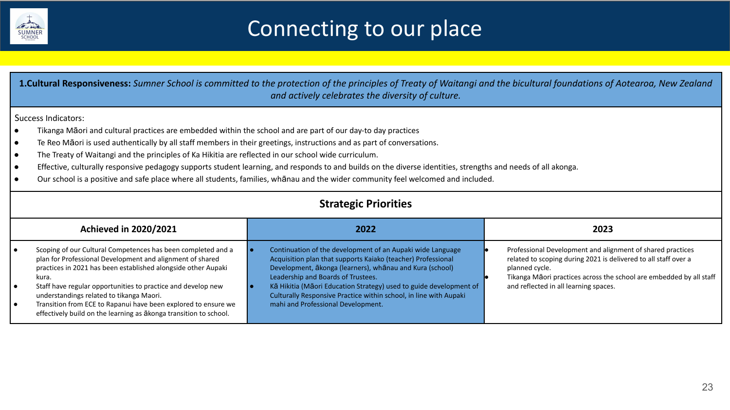# Connecting to our place

**1.Cultural Responsiveness:** *Sumner School is committed to the protection of the principles of Treaty of Waitangi and the bicultural foundations of Aotearoa, New Zealand and actively celebrates the diversity of culture.*

Success Indicators:

- Tikanga Māori and cultural practices are embedded within the school and are part of our day-to day practices
- Te Reo Māori is used authentically by all staff members in their greetings, instructions and as part of conversations.
- The Treaty of Waitangi and the principles of Ka Hikitia are reflected in our school wide curriculum.
- Effective, culturally responsive pedagogy supports student learning, and responds to and builds on the diverse identities, strengths and needs of all akonga.
- Our school is a positive and safe place where all students, families, whānau and the wider community feel welcomed and included.

## Strategic Priorities

| Achieved in 2020/2021 | 2022 | 2023 |
|---|---|---|
| • Scoping of our Cultural Competences has been completed and a plan for Professional Development and alignment of shared practices in 2021 has been established alongside other Aupaki kura.<br>• Staff have regular opportunities to practice and develop new understandings related to tikanga Maori.<br>• Transition from ECE to Rapanui have been explored to ensure we effectively build on the learning as ākonga transition to school. | • Continuation of the development of an Aupaki wide Language Acquisition plan that supports Kaiako (teacher) Professional Development, ākonga (learners), whānau and Kura (school) Leadership and Boards of Trustees.<br>• Kā Hikitia (Māori Education Strategy) used to guide development of Culturally Responsive Practice within school, in line with Aupaki mahi and Professional Development. | • Professional Development and alignment of shared practices related to scoping during 2021 is delivered to all staff over a planned cycle.<br>• Tikanga Māori practices across the school are embedded by all staff and reflected in all learning spaces. |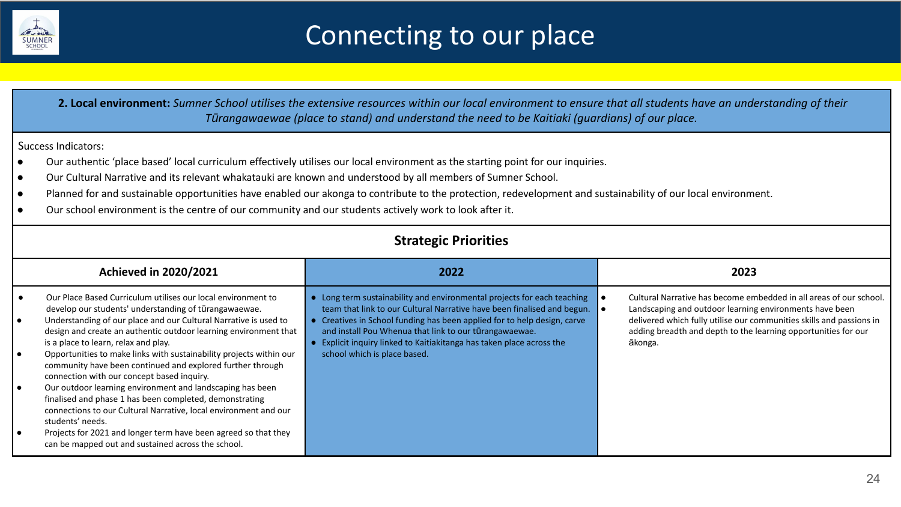# Connecting to our place

**2. Local environment:** *Sumner School utilises the extensive resources within our local environment to ensure that all students have an understanding of their Tūrangawaewae (place to stand) and understand the need to be Kaitiaki (guardians) of our place.*

Success Indicators:

- Our authentic 'place based' local curriculum effectively utilises our local environment as the starting point for our inquiries.
- Our Cultural Narrative and its relevant whakatauki are known and understood by all members of Sumner School.
- Planned for and sustainable opportunities have enabled our akonga to contribute to the protection, redevelopment and sustainability of our local environment.
- Our school environment is the centre of our community and our students actively work to look after it.

## Strategic Priorities

| Achieved in 2020/2021 | 2022 | 2023 |
|---|---|---|
| • Our Place Based Curriculum utilises our local environment to develop our students' understanding of tūrangawaewae.<br>• Understanding of our place and our Cultural Narrative is used to design and create an authentic outdoor learning environment that is a place to learn, relax and play.<br>• Opportunities to make links with sustainability projects within our community have been continued and explored further through connection with our concept based inquiry.<br>• Our outdoor learning environment and landscaping has been finalised and phase 1 has been completed, demonstrating connections to our Cultural Narrative, local environment and our students' needs.<br>• Projects for 2021 and longer term have been agreed so that they can be mapped out and sustained across the school. | • Long term sustainability and environmental projects for each teaching team that link to our Cultural Narrative have been finalised and begun.<br>• Creatives in School funding has been applied for to help design, carve and install Pou Whenua that link to our tūrangawaewae.<br>• Explicit inquiry linked to Kaitiakitanga has taken place across the school which is place based. | • Cultural Narrative has become embedded in all areas of our school.<br>• Landscaping and outdoor learning environments have been delivered which fully utilise our communities skills and passions in adding breadth and depth to the learning opportunities for our ākonga. |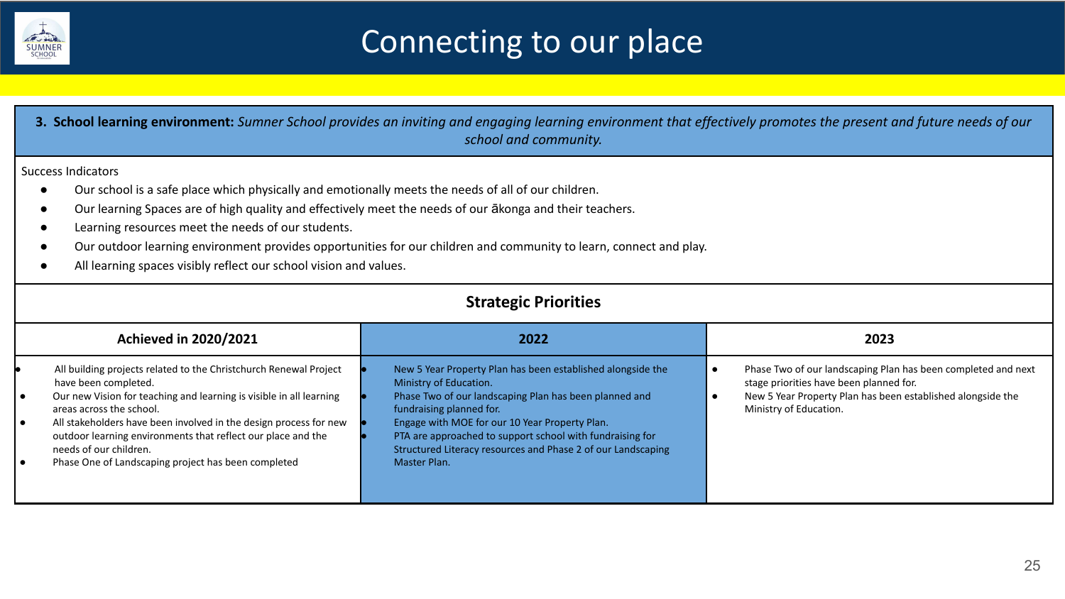# Connecting to our place

**3. School learning environment:** *Sumner School provides an inviting and engaging learning environment that effectively promotes the present and future needs of our school and community.*

Success Indicators

- Our school is a safe place which physically and emotionally meets the needs of all of our children.
- Our learning Spaces are of high quality and effectively meet the needs of our ākonga and their teachers.
- Learning resources meet the needs of our students.
- Our outdoor learning environment provides opportunities for our children and community to learn, connect and play.
- All learning spaces visibly reflect our school vision and values.

## Strategic Priorities

| Achieved in 2020/2021 | 2022 | 2023 |
|---|---|---|
| • All building projects related to the Christchurch Renewal Project have been completed.<br>• Our new Vision for teaching and learning is visible in all learning areas across the school.<br>• All stakeholders have been involved in the design process for new outdoor learning environments that reflect our place and the needs of our children.<br>• Phase One of Landscaping project has been completed | • New 5 Year Property Plan has been established alongside the Ministry of Education.<br>• Phase Two of our landscaping Plan has been planned and fundraising planned for.<br>• Engage with MOE for our 10 Year Property Plan.<br>• PTA are approached to support school with fundraising for Structured Literacy resources and Phase 2 of our Landscaping Master Plan. | • Phase Two of our landscaping Plan has been completed and next stage priorities have been planned for.<br>• New 5 Year Property Plan has been established alongside the Ministry of Education. |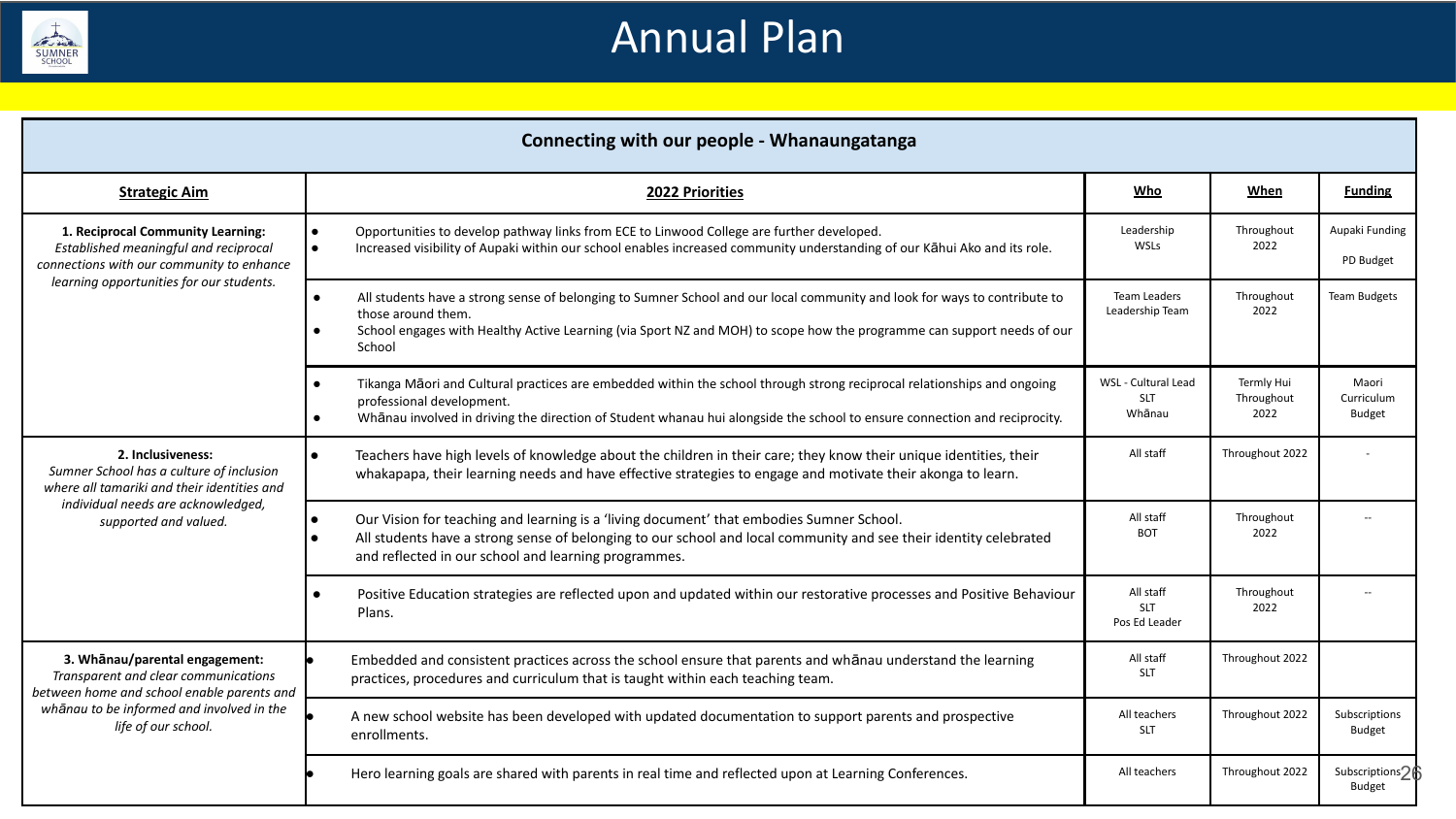# Annual Plan

| Connecting with our people - Whanaungatanga | | | | |
|---|---|---|---|---|
| **Strategic Aim** | **2022 Priorities** | **Who** | **When** | **Funding** |
| **1. Reciprocal Community Learning:** *Established meaningful and reciprocal connections with our community to enhance learning opportunities for our students.* | • Opportunities to develop pathway links from ECE to Linwood College are further developed.<br>• Increased visibility of Aupaki within our school enables increased community understanding of our Kāhui Ako and its role. | Leadership<br>WSLs | Throughout 2022 | Aupaki Funding<br>PD Budget |
| | • All students have a strong sense of belonging to Sumner School and our local community and look for ways to contribute to those around them.<br>• School engages with Healthy Active Learning (via Sport NZ and MOH) to scope how the programme can support needs of our School | Team Leaders<br>Leadership Team | Throughout 2022 | Team Budgets |
| | • Tikanga Māori and Cultural practices are embedded within the school through strong reciprocal relationships and ongoing professional development.<br>• Whānau involved in driving the direction of Student whanau hui alongside the school to ensure connection and reciprocity. | WSL - Cultural Lead<br>SLT<br>Whānau | Termly Hui<br>Throughout 2022 | Maori Curriculum Budget |
| **2. Inclusiveness:** *Sumner School has a culture of inclusion where all tamariki and their identities and individual needs are acknowledged, supported and valued.* | • Teachers have high levels of knowledge about the children in their care; they know their unique identities, their whakapapa, their learning needs and have effective strategies to engage and motivate their akonga to learn. | All staff | Throughout 2022 | - |
| | • Our Vision for teaching and learning is a 'living document' that embodies Sumner School.<br>• All students have a strong sense of belonging to our school and local community and see their identity celebrated and reflected in our school and learning programmes. | All staff<br>BOT | Throughout 2022 | -- |
| | • Positive Education strategies are reflected upon and updated within our restorative processes and Positive Behaviour Plans. | All staff<br>SLT<br>Pos Ed Leader | Throughout 2022 | -- |
| **3. Whānau/parental engagement:** *Transparent and clear communications between home and school enable parents and whānau to be informed and involved in the life of our school.* | • Embedded and consistent practices across the school ensure that parents and whānau understand the learning practices, procedures and curriculum that is taught within each teaching team. | All staff<br>SLT | Throughout 2022 | |
| | • A new school website has been developed with updated documentation to support parents and prospective enrollments. | All teachers<br>SLT | Throughout 2022 | Subscriptions Budget |
| | • Hero learning goals are shared with parents in real time and reflected upon at Learning Conferences. | All teachers | Throughout 2022 | Subscriptions Budget |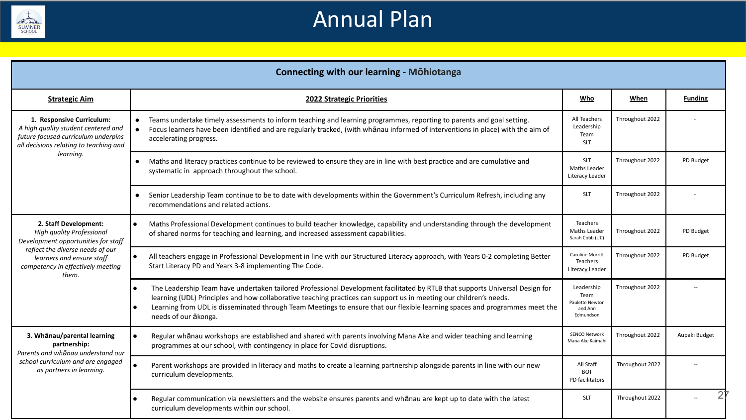# Annual Plan

## Connecting with our learning - Mōhiotanga

| Strategic Aim | 2022 Strategic Priorities | Who | When | Funding |
|---|---|---|---|---|
| **1. Responsive Curriculum:** *A high quality student centered and future focused curriculum underpins all decisions relating to teaching and learning.* | • Teams undertake timely assessments to inform teaching and learning programmes, reporting to parents and goal setting.<br>• Focus learners have been identified and are regularly tracked, (with whānau informed of interventions in place) with the aim of accelerating progress. | All Teachers<br>Leadership Team<br>SLT | Throughout 2022 | - |
| | • Maths and literacy practices continue to be reviewed to ensure they are in line with best practice and are cumulative and systematic in approach throughout the school. | SLT<br>Maths Leader<br>Literacy Leader | Throughout 2022 | PD Budget |
| | • Senior Leadership Team continue to be to date with developments within the Government's Curriculum Refresh, including any recommendations and related actions. | SLT | Throughout 2022 | - |
| **2. Staff Development:** *High quality Professional Development opportunities for staff reflect the diverse needs of our learners and ensure staff competency in effectively meeting them.* | • Maths Professional Development continues to build teacher knowledge, capability and understanding through the development of shared norms for teaching and learning, and increased assessment capabilities. | Teachers<br>Maths Leader<br>Sarah Cobb (UC) | Throughout 2022 | PD Budget |
| | • All teachers engage in Professional Development in line with our Structured Literacy approach, with Years 0-2 completing Better Start Literacy PD and Years 3-8 implementing The Code. | Caroline Morritt<br>Teachers<br>Literacy Leader | Throughout 2022 | PD Budget |
| | • The Leadership Team have undertaken tailored Professional Development facilitated by RTLB that supports Universal Design for learning (UDL) Principles and how collaborative teaching practices can support us in meeting our children's needs.<br>• Learning from UDL is disseminated through Team Meetings to ensure that our flexible learning spaces and programmes meet the needs of our ākonga. | Leadership Team<br>Paulette Newton and Ann Edmundson | Throughout 2022 | -- |
| **3. Whānau/parental learning partnership:** *Parents and whānau understand our school curriculum and are engaged as partners in learning.* | • Regular whānau workshops are established and shared with parents involving Mana Ake and wider teaching and learning programmes at our school, with contingency in place for Covid disruptions. | SENCO Network<br>Mana Ake Kaimahi | Throughout 2022 | Aupaki Budget |
| | • Parent workshops are provided in literacy and maths to create a learning partnership alongside parents in line with our new curriculum developments. | All Staff<br>BOT<br>PD facilitators | Throughout 2022 | -- |
| | • Regular communication via newsletters and the website ensures parents and whānau are kept up to date with the latest curriculum developments within our school. | SLT | Throughout 2022 | -- |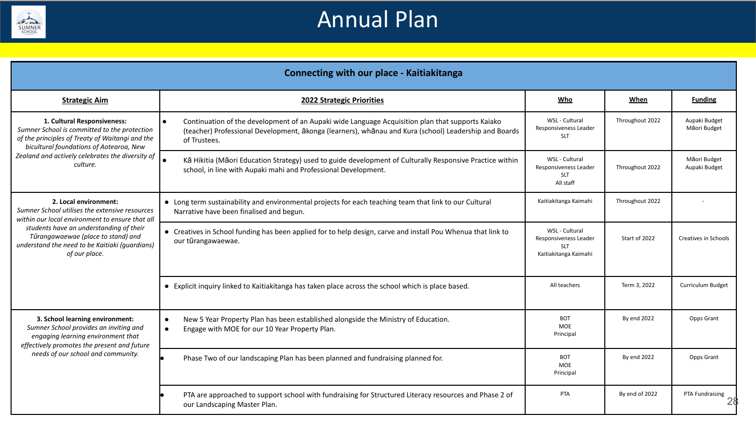# Annual Plan

| Connecting with our place - Kaitiakitanga | | | | |
|---|---|---|---|---|
| **Strategic Aim** | **2022 Strategic Priorities** | **Who** | **When** | **Funding** |
| **1. Cultural Responsiveness:** *Sumner School is committed to the protection of the principles of Treaty of Waitangi and the bicultural foundations of Aotearoa, New Zealand and actively celebrates the diversity of culture.* | • Continuation of the development of an Aupaki wide Language Acquisition plan that supports Kaiako (teacher) Professional Development, ākonga (learners), whānau and Kura (school) Leadership and Boards of Trustees. | WSL - Cultural Responsiveness Leader<br>SLT | Throughout 2022 | Aupaki Budget<br>Māori Budget |
| | • Kā Hikitia (Māori Education Strategy) used to guide development of Culturally Responsive Practice within school, in line with Aupaki mahi and Professional Development. | WSL - Cultural Responsiveness Leader<br>SLT<br>All staff | Throughout 2022 | Māori Budget<br>Aupaki Budget |
| **2. Local environment:** *Sumner School utilises the extensive resources within our local environment to ensure that all students have an understanding of their Tūrangawaewae (place to stand) and understand the need to be Kaitiaki (guardians) of our place.* | • Long term sustainability and environmental projects for each teaching team that link to our Cultural Narrative have been finalised and begun. | Kaitiakitanga Kaimahi | Throughout 2022 | - |
| | • Creatives in School funding has been applied for to help design, carve and install Pou Whenua that link to our tūrangawaewae. | WSL - Cultural Responsiveness Leader<br>SLT<br>Kaitiakitanga Kaimahi | Start of 2022 | Creatives in Schools |
| | • Explicit inquiry linked to Kaitiakitanga has taken place across the school which is place based. | All teachers | Term 3, 2022 | Curriculum Budget |
| **3. School learning environment:** *Sumner School provides an inviting and engaging learning environment that effectively promotes the present and future needs of our school and community.* | • New 5 Year Property Plan has been established alongside the Ministry of Education.<br>• Engage with MOE for our 10 Year Property Plan. | BOT<br>MOE<br>Principal | By end 2022 | Opps Grant |
| | • Phase Two of our landscaping Plan has been planned and fundraising planned for. | BOT<br>MOE<br>Principal | By end 2022 | Opps Grant |
| | • PTA are approached to support school with fundraising for Structured Literacy resources and Phase 2 of our Landscaping Master Plan. | PTA | By end of 2022 | PTA Fundraising |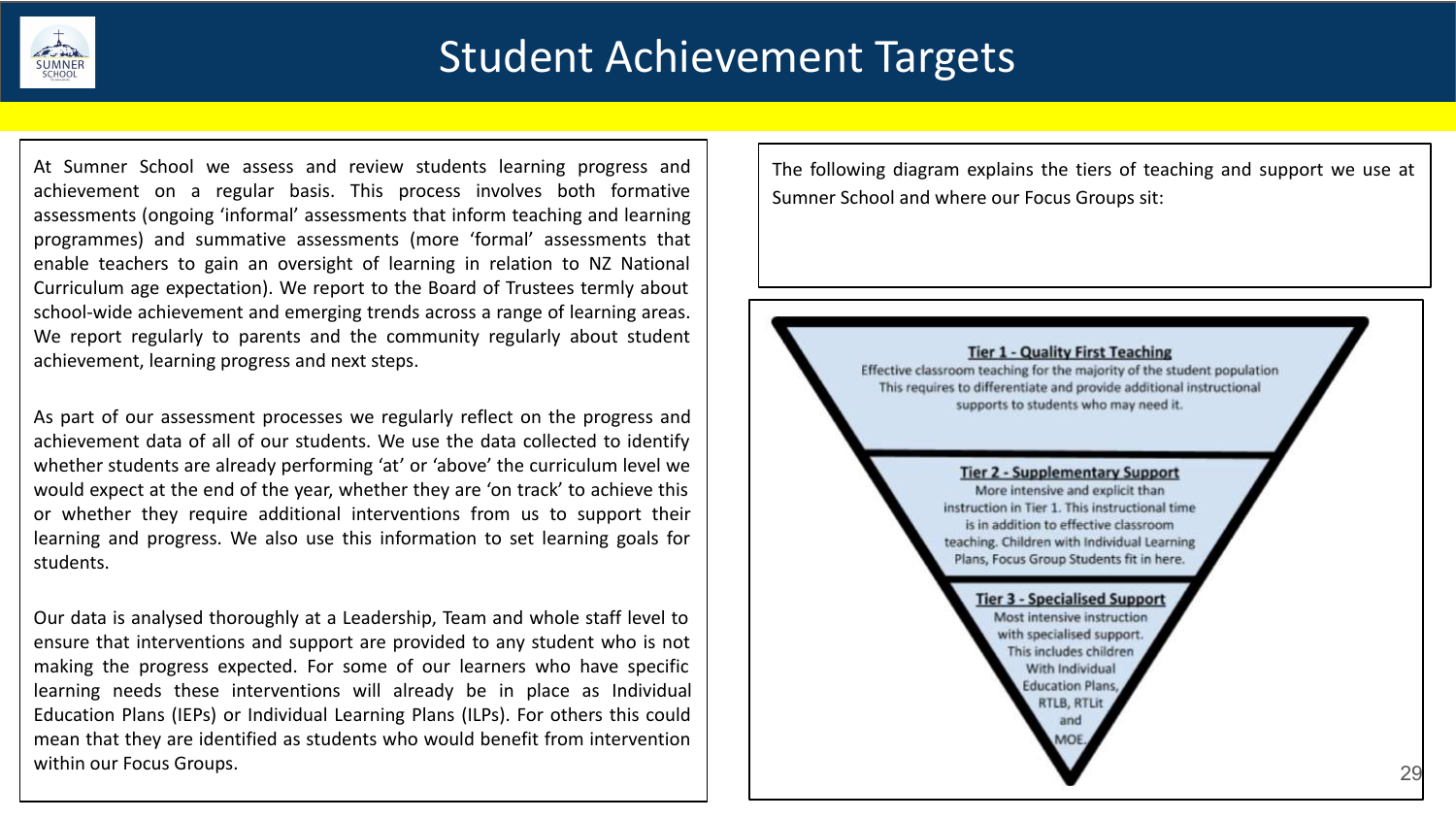# Student Achievement Targets

At Sumner School we assess and review students learning progress and achievement on a regular basis. This process involves both formative assessments (ongoing 'informal' assessments that inform teaching and learning programmes) and summative assessments (more 'formal' assessments that enable teachers to gain an oversight of learning in relation to NZ National Curriculum age expectation). We report to the Board of Trustees termly about school-wide achievement and emerging trends across a range of learning areas. We report regularly to parents and the community regularly about student achievement, learning progress and next steps.

As part of our assessment processes we regularly reflect on the progress and achievement data of all of our students. We use the data collected to identify whether students are already performing 'at' or 'above' the curriculum level we would expect at the end of the year, whether they are 'on track' to achieve this or whether they require additional interventions from us to support their learning and progress. We also use this information to set learning goals for students.

Our data is analysed thoroughly at a Leadership, Team and whole staff level to ensure that interventions and support are provided to any student who is not making the progress expected. For some of our learners who have specific learning needs these interventions will already be in place as Individual Education Plans (IEPs) or Individual Learning Plans (ILPs). For others this could mean that they are identified as students who would benefit from intervention within our Focus Groups.

The following diagram explains the tiers of teaching and support we use at Sumner School and where our Focus Groups sit:

**Tier 1 - Quality First Teaching**
Effective classroom teaching for the majority of the student population
This requires to differentiate and provide additional instructional supports to students who may need it.

**Tier 2 - Supplementary Support**
More intensive and explicit than instruction in Tier 1. This instructional time is in addition to effective classroom teaching. Children with Individual Learning Plans, Focus Group Students fit in here.

**Tier 3 - Specialised Support**
Most intensive instruction with specialised support. This includes children With Individual Education Plans, RTLB, RTLit and MOE.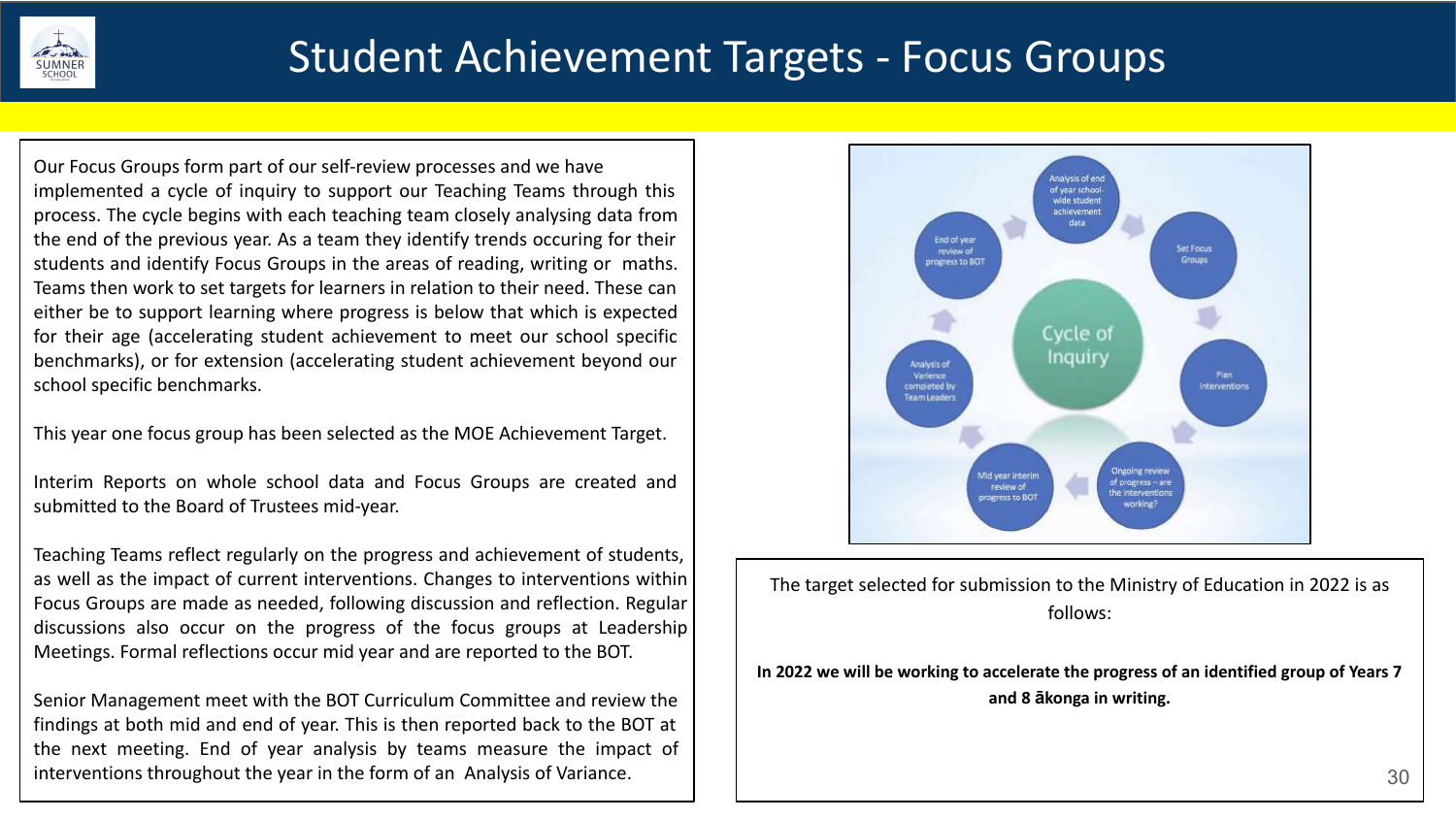# Student Achievement Targets - Focus Groups

Our Focus Groups form part of our self-review processes and we have implemented a cycle of inquiry to support our Teaching Teams through this process. The cycle begins with each teaching team closely analysing data from the end of the previous year. As a team they identify trends occuring for their students and identify Focus Groups in the areas of reading, writing or maths. Teams then work to set targets for learners in relation to their need. These can either be to support learning where progress is below that which is expected for their age (accelerating student achievement to meet our school specific benchmarks), or for extension (accelerating student achievement beyond our school specific benchmarks.

This year one focus group has been selected as the MOE Achievement Target.

Interim Reports on whole school data and Focus Groups are created and submitted to the Board of Trustees mid-year.

Teaching Teams reflect regularly on the progress and achievement of students, as well as the impact of current interventions. Changes to interventions within Focus Groups are made as needed, following discussion and reflection. Regular discussions also occur on the progress of the focus groups at Leadership Meetings. Formal reflections occur mid year and are reported to the BOT.

Senior Management meet with the BOT Curriculum Committee and review the findings at both mid and end of year. This is then reported back to the BOT at the next meeting. End of year analysis by teams measure the impact of interventions throughout the year in the form of an Analysis of Variance.

Cycle of Inquiry:

- Analysis of end of year school-wide student achievement data
- Set Focus Groups
- Plan Interventions
- Ongoing review of progress – are the interventions working?
- Mid year interim review of progress to BOT
- Analysis of Variance completed by Team Leaders
- End of year review of progress to BOT

The target selected for submission to the Ministry of Education in 2022 is as follows:

**In 2022 we will be working to accelerate the progress of an identified group of Years 7 and 8 ākonga in writing.**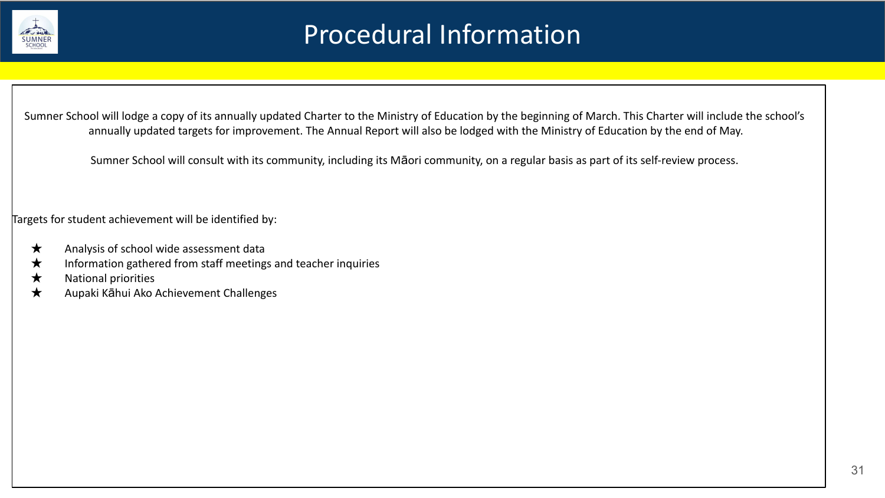# Procedural Information

Sumner School will lodge a copy of its annually updated Charter to the Ministry of Education by the beginning of March. This Charter will include the school's annually updated targets for improvement. The Annual Report will also be lodged with the Ministry of Education by the end of May.

Sumner School will consult with its community, including its Māori community, on a regular basis as part of its self-review process.

Targets for student achievement will be identified by:

- Analysis of school wide assessment data
- Information gathered from staff meetings and teacher inquiries
- National priorities
- Aupaki Kāhui Ako Achievement Challenges